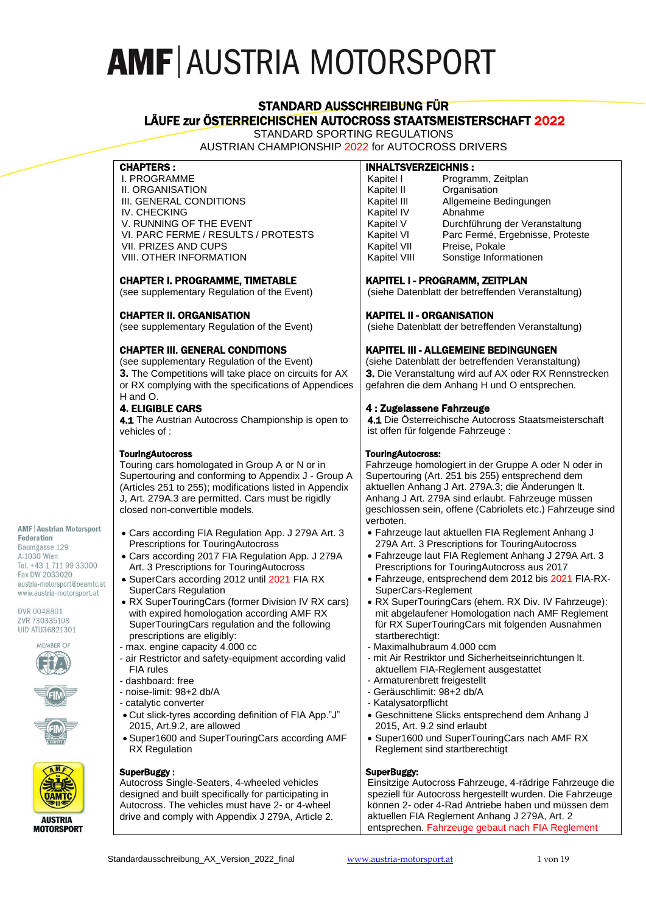# AMF | AUSTRIA MOTORSPORT

## STANDARD AUSSCHREIBUNG FÜR LÄUFE zur ÖSTERREICHISCHEN AUTOCROSS STAATSMEISTERSCHAFT 2022

STANDARD SPORTING REGULATIONS
AUSTRIAN CHAMPIONSHIP 2022 for AUTOCROSS DRIVERS

AMF | Austrian Motorsport Federation
Baumgasse 129
A-1030 Wien
Tel. +43 1 711 99 33000
Fax DW 2033020
austria-motorsport@oeamtc.at
www.austria-motorsport.at

DVR 0048801
ZVR 730335108
UID ATU36821301

MEMBER OF

AUSTRIA MOTORSPORT

**CHAPTERS :**

I. PROGRAMME
II. ORGANISATION
III. GENERAL CONDITIONS
IV. CHECKING
V. RUNNING OF THE EVENT
VI. PARC FERME / RESULTS / PROTESTS
VII. PRIZES AND CUPS
VIII. OTHER INFORMATION

### CHAPTER I. PROGRAMME, TIMETABLE

(see supplementary Regulation of the Event)

### CHAPTER II. ORGANISATION

(see supplementary Regulation of the Event)

### CHAPTER III. GENERAL CONDITIONS

(see supplementary Regulation of the Event)

**3.** The Competitions will take place on circuits for AX or RX complying with the specifications of Appendices H and O.

**4. ELIGIBLE CARS**

**4.1** The Austrian Autocross Championship is open to vehicles of :

**TouringAutocross**

Touring cars homologated in Group A or N or in Supertouring and conforming to Appendix J - Group A (Articles 251 to 255); modifications listed in Appendix J, Art. 279A.3 are permitted. Cars must be rigidly closed non-convertible models.

- Cars according FIA Regulation App. J 279A Art. 3 Prescriptions for TouringAutocross
- Cars according 2017 FIA Regulation App. J 279A Art. 3 Prescriptions for TouringAutocross
- SuperCars according 2012 until 2021 FIA RX SuperCars Regulation
- RX SuperTouringCars (former Division IV RX cars) with expired homologation according AMF RX SuperTouringCars regulation and the following prescriptions are eligibly:

- max. engine capacity 4.000 cc
- air Restrictor and safety-equipment according valid FIA rules
- dashboard: free
- noise-limit: 98+2 db/A
- catalytic converter

- Cut slick-tyres according definition of FIA App."J" 2015, Art.9.2, are allowed
- Super1600 and SuperTouringCars according AMF RX Regulation

**SuperBuggy :**

Autocross Single-Seaters, 4-wheeled vehicles designed and built specifically for participating in Autocross. The vehicles must have 2- or 4-wheel drive and comply with Appendix J 279A, Article 2.

**INHALTSVERZEICHNIS :**

| | |
|---|---|
| Kapitel I | Programm, Zeitplan |
| Kapitel II | Organisation |
| Kapitel III | Allgemeine Bedingungen |
| Kapitel IV | Abnahme |
| Kapitel V | Durchführung der Veranstaltung |
| Kapitel VI | Parc Fermé, Ergebnisse, Proteste |
| Kapitel VII | Preise, Pokale |
| Kapitel VIII | Sonstige Informationen |

### KAPITEL I - PROGRAMM, ZEITPLAN

(siehe Datenblatt der betreffenden Veranstaltung)

### KAPITEL II - ORGANISATION

(siehe Datenblatt der betreffenden Veranstaltung)

### KAPITEL III - ALLGEMEINE BEDINGUNGEN

(siehe Datenblatt der betreffenden Veranstaltung)

**3.** Die Veranstaltung wird auf AX oder RX Rennstrecken gefahren die dem Anhang H und O entsprechen.

**4 : Zugelassene Fahrzeuge**

**4.1** Die Österreichische Autocross Staatsmeisterschaft ist offen für folgende Fahrzeuge :

**TouringAutocross:**

Fahrzeuge homologiert in der Gruppe A oder N oder in Supertouring (Art. 251 bis 255) entsprechend dem aktuellen Anhang J Art. 279A.3; die Änderungen lt. Anhang J Art. 279A sind erlaubt. Fahrzeuge müssen geschlossen sein, offene (Cabriolets etc.) Fahrzeuge sind verboten.

- Fahrzeuge laut aktuellen FIA Reglement Anhang J 279A Art. 3 Prescriptions for TouringAutocross
- Fahrzeuge laut FIA Reglement Anhang J 279A Art. 3 Prescriptions for TouringAutocross aus 2017
- Fahrzeuge, entsprechend dem 2012 bis 2021 FIA-RX-SuperCars-Reglement
- RX SuperTouringCars (ehem. RX Div. IV Fahrzeuge): mit abgelaufener Homologation nach AMF Reglement für RX SuperTouringCars mit folgenden Ausnahmen startberechtigt:

- Maximalhubraum 4.000 ccm
- mit Air Restriktor und Sicherheitseinrichtungen lt. aktuellem FIA-Reglement ausgestattet
- Armaturenbrett freigestellt
- Geräuschlimit: 98+2 db/A
- Katalysatorpflicht

- Geschnittene Slicks entsprechend dem Anhang J 2015, Art. 9.2 sind erlaubt
- Super1600 und SuperTouringCars nach AMF RX Reglement sind startberechtigt

**SuperBuggy:**

Einsitzige Autocross Fahrzeuge, 4-rädrige Fahrzeuge die speziell für Autocross hergestellt wurden. Die Fahrzeuge können 2- oder 4-Rad Antriebe haben und müssen dem aktuellen FIA Reglement Anhang J 279A, Art. 2 entsprechen. Fahrzeuge gebaut nach FIA Reglement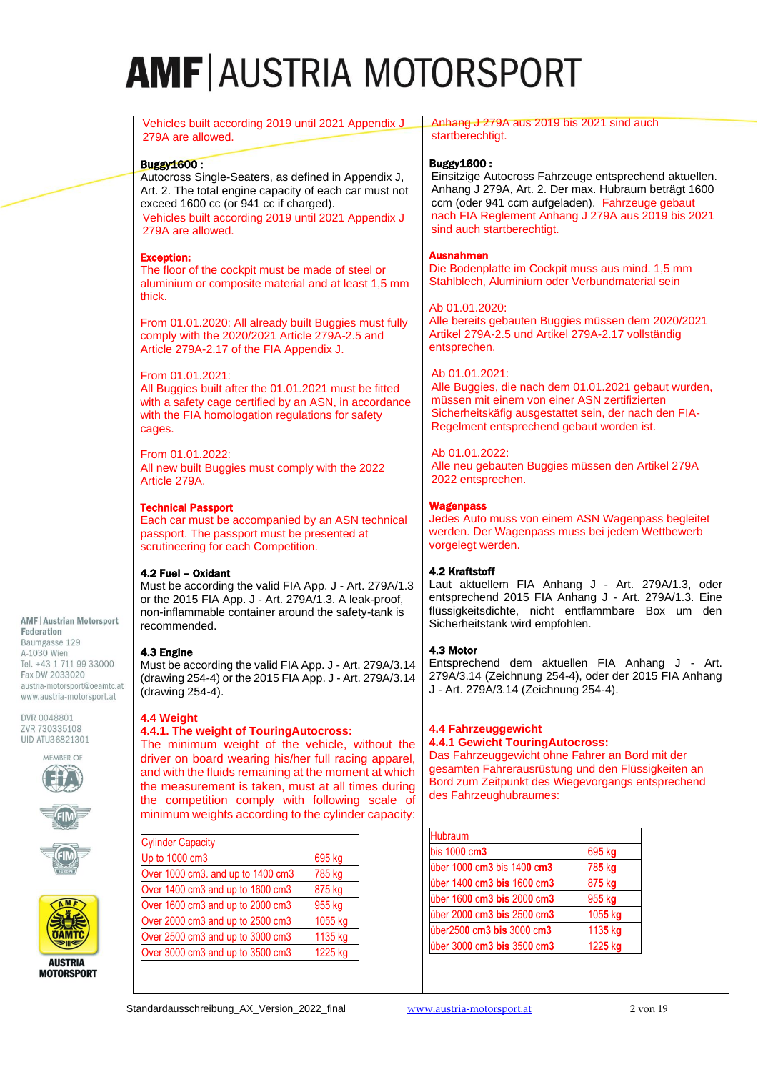Vehicles built according 2019 until 2021 Appendix J 279A are allowed.

Anhang J 279A aus 2019 bis 2021 sind auch startberechtigt.

**Buggy1600 :**
Autocross Single-Seaters, as defined in Appendix J, Art. 2. The total engine capacity of each car must not exceed 1600 cc (or 941 cc if charged).
Vehicles built according 2019 until 2021 Appendix J 279A are allowed.

**Buggy1600 :**
Einsitzige Autocross Fahrzeuge entsprechend aktuellen. Anhang J 279A, Art. 2. Der max. Hubraum beträgt 1600 ccm (oder 941 ccm aufgeladen). Fahrzeuge gebaut nach FIA Reglement Anhang J 279A aus 2019 bis 2021 sind auch startberechtigt.

**Exception:**
The floor of the cockpit must be made of steel or aluminium or composite material and at least 1,5 mm thick.

From 01.01.2020: All already built Buggies must fully comply with the 2020/2021 Article 279A-2.5 and Article 279A-2.17 of the FIA Appendix J.

From 01.01.2021:
All Buggies built after the 01.01.2021 must be fitted with a safety cage certified by an ASN, in accordance with the FIA homologation regulations for safety cages.

From 01.01.2022:
All new built Buggies must comply with the 2022 Article 279A.

**Ausnahmen**
Die Bodenplatte im Cockpit muss aus mind. 1,5 mm Stahlblech, Aluminium oder Verbundmaterial sein

Ab 01.01.2020:
Alle bereits gebauten Buggies müssen dem 2020/2021 Artikel 279A-2.5 und Artikel 279A-2.17 vollständig entsprechen.

Ab 01.01.2021:
Alle Buggies, die nach dem 01.01.2021 gebaut wurden, müssen mit einem von einer ASN zertifizierten Sicherheitskäfig ausgestattet sein, der nach den FIA-Regelment entsprechend gebaut worden ist.

Ab 01.01.2022:
Alle neu gebauten Buggies müssen den Artikel 279A 2022 entsprechen.

**Technical Passport**
Each car must be accompanied by an ASN technical passport. The passport must be presented at scrutineering for each Competition.

**Wagenpass**
Jedes Auto muss von einem ASN Wagenpass begleitet werden. Der Wagenpass muss bei jedem Wettbewerb vorgelegt werden.

## 4.2 Fuel – Oxidant

Must be according the valid FIA App. J - Art. 279A/1.3 or the 2015 FIA App. J - Art. 279A/1.3. A leak-proof, non-inflammable container around the safety-tank is recommended.

## 4.2 Kraftstoff

Laut aktuellem FIA Anhang J - Art. 279A/1.3, oder entsprechend 2015 FIA Anhang J - Art. 279A/1.3. Eine flüssigkeitsdichte, nicht entflammbare Box um den Sicherheitstank wird empfohlen.

## 4.3 Engine

Must be according the valid FIA App. J - Art. 279A/3.14 (drawing 254-4) or the 2015 FIA App. J - Art. 279A/3.14 (drawing 254-4).

## 4.3 Motor

Entsprechend dem aktuellen FIA Anhang J - Art. 279A/3.14 (Zeichnung 254-4), oder der 2015 FIA Anhang J - Art. 279A/3.14 (Zeichnung 254-4).

## 4.4 Weight

### 4.4.1. The weight of TouringAutocross:

The minimum weight of the vehicle, without the driver on board wearing his/her full racing apparel, and with the fluids remaining at the moment at which the measurement is taken, must at all times during the competition comply with following scale of minimum weights according to the cylinder capacity:

| Cylinder Capacity | |
|---|---|
| Up to 1000 cm3 | 695 kg |
| Over 1000 cm3. and up to 1400 cm3 | 785 kg |
| Over 1400 cm3 and up to 1600 cm3 | 875 kg |
| Over 1600 cm3 and up to 2000 cm3 | 955 kg |
| Over 2000 cm3 and up to 2500 cm3 | 1055 kg |
| Over 2500 cm3 and up to 3000 cm3 | 1135 kg |
| Over 3000 cm3 and up to 3500 cm3 | 1225 kg |

## 4.4 Fahrzeuggewicht

### 4.4.1 Gewicht TouringAutocross:

Das Fahrzeuggewicht ohne Fahrer an Bord mit der gesamten Fahrerausrüstung und den Flüssigkeiten an Bord zum Zeitpunkt des Wiegevorgangs entsprechend des Fahrzeughubraumes:

| Hubraum | |
|---|---|
| bis 1000 cm3 | 695 kg |
| über 1000 cm3 bis 1400 cm3 | 785 kg |
| über 1400 cm3 bis 1600 cm3 | 875 kg |
| über 1600 cm3 bis 2000 cm3 | 955 kg |
| über 2000 cm3 bis 2500 cm3 | 1055 kg |
| über2500 cm3 bis 3000 cm3 | 1135 kg |
| über 3000 cm3 bis 3500 cm3 | 1225 kg |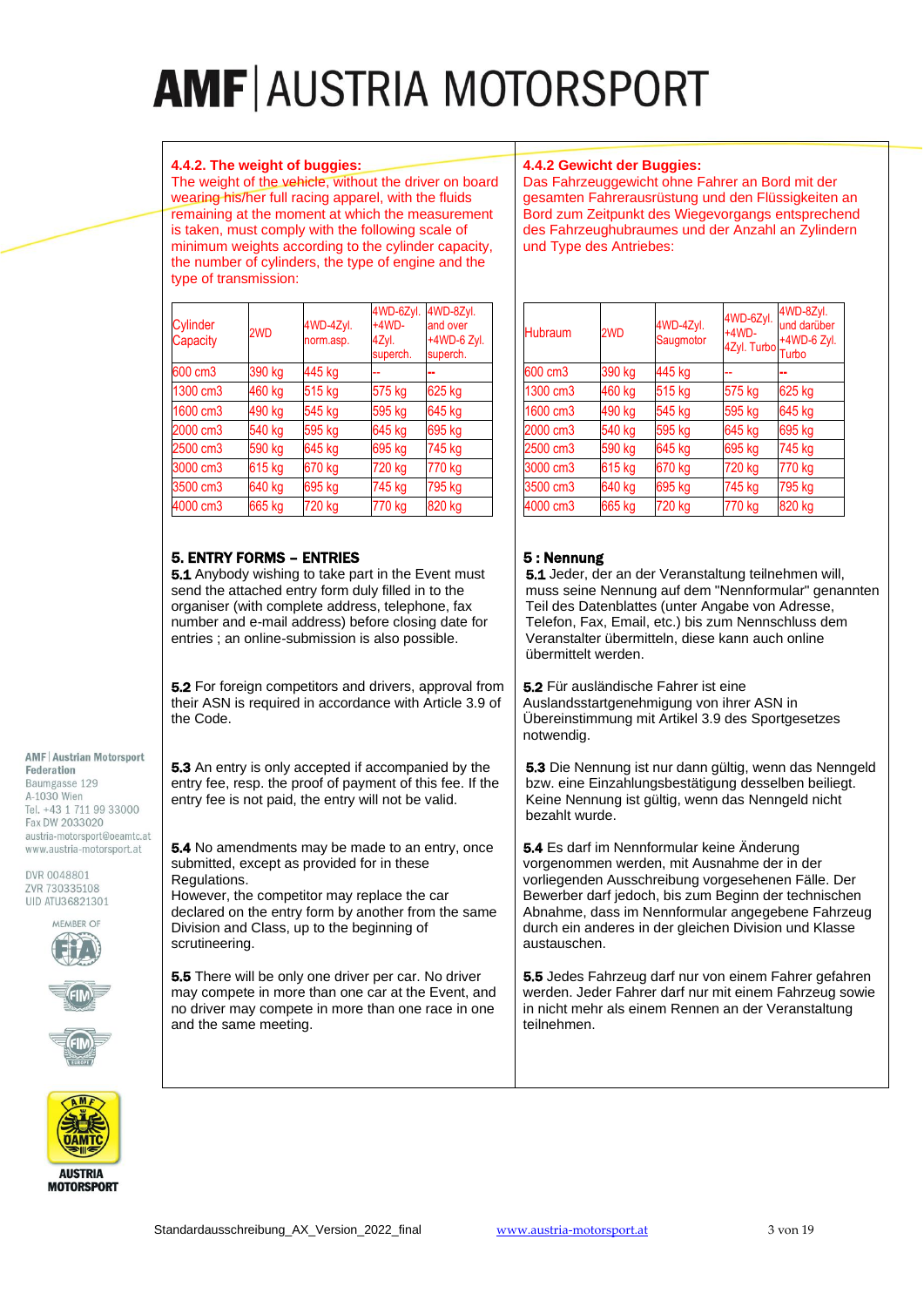### 4.4.2. The weight of buggies:

The weight of the vehicle, without the driver on board wearing his/her full racing apparel, with the fluids remaining at the moment at which the measurement is taken, must comply with the following scale of minimum weights according to the cylinder capacity, the number of cylinders, the type of engine and the type of transmission:

| Cylinder Capacity | 2WD | 4WD-4Zyl. norm.asp. | 4WD-6Zyl. +4WD-4Zyl. superch. | 4WD-8Zyl. and over +4WD-6 Zyl. superch. |
|---|---|---|---|---|
| 600 cm3 | 390 kg | 445 kg | -- | -- |
| 1300 cm3 | 460 kg | 515 kg | 575 kg | 625 kg |
| 1600 cm3 | 490 kg | 545 kg | 595 kg | 645 kg |
| 2000 cm3 | 540 kg | 595 kg | 645 kg | 695 kg |
| 2500 cm3 | 590 kg | 645 kg | 695 kg | 745 kg |
| 3000 cm3 | 615 kg | 670 kg | 720 kg | 770 kg |
| 3500 cm3 | 640 kg | 695 kg | 745 kg | 795 kg |
| 4000 cm3 | 665 kg | 720 kg | 770 kg | 820 kg |

### 4.4.2 Gewicht der Buggies:

Das Fahrzeuggewicht ohne Fahrer an Bord mit der gesamten Fahrerausrüstung und den Flüssigkeiten an Bord zum Zeitpunkt des Wiegevorgangs entsprechend des Fahrzeughubraumes und der Anzahl an Zylindern und Type des Antriebes:

| Hubraum | 2WD | 4WD-4Zyl. Saugmotor | 4WD-6Zyl. +4WD-4Zyl. Turbo | 4WD-8Zyl. und darüber +4WD-6 Zyl. Turbo |
|---|---|---|---|---|
| 600 cm3 | 390 kg | 445 kg | -- | -- |
| 1300 cm3 | 460 kg | 515 kg | 575 kg | 625 kg |
| 1600 cm3 | 490 kg | 545 kg | 595 kg | 645 kg |
| 2000 cm3 | 540 kg | 595 kg | 645 kg | 695 kg |
| 2500 cm3 | 590 kg | 645 kg | 695 kg | 745 kg |
| 3000 cm3 | 615 kg | 670 kg | 720 kg | 770 kg |
| 3500 cm3 | 640 kg | 695 kg | 745 kg | 795 kg |
| 4000 cm3 | 665 kg | 720 kg | 770 kg | 820 kg |

## 5. ENTRY FORMS – ENTRIES

**5.1** Anybody wishing to take part in the Event must send the attached entry form duly filled in to the organiser (with complete address, telephone, fax number and e-mail address) before closing date for entries ; an online-submission is also possible.

**5.2** For foreign competitors and drivers, approval from their ASN is required in accordance with Article 3.9 of the Code.

**5.3** An entry is only accepted if accompanied by the entry fee, resp. the proof of payment of this fee. If the entry fee is not paid, the entry will not be valid.

**5.4** No amendments may be made to an entry, once submitted, except as provided for in these Regulations.
However, the competitor may replace the car declared on the entry form by another from the same Division and Class, up to the beginning of scrutineering.

**5.5** There will be only one driver per car. No driver may compete in more than one car at the Event, and no driver may compete in more than one race in one and the same meeting.

## 5 : Nennung

**5.1** Jeder, der an der Veranstaltung teilnehmen will, muss seine Nennung auf dem "Nennformular" genannten Teil des Datenblattes (unter Angabe von Adresse, Telefon, Fax, Email, etc.) bis zum Nennschluss dem Veranstalter übermitteln, diese kann auch online übermittelt werden.

**5.2** Für ausländische Fahrer ist eine Auslandsstartgenehmigung von ihrer ASN in Übereinstimmung mit Artikel 3.9 des Sportgesetzes notwendig.

**5.3** Die Nennung ist nur dann gültig, wenn das Nenngeld bzw. eine Einzahlungsbestätigung desselben beiliegt. Keine Nennung ist gültig, wenn das Nenngeld nicht bezahlt wurde.

**5.4** Es darf im Nennformular keine Änderung vorgenommen werden, mit Ausnahme der in der vorliegenden Ausschreibung vorgesehenen Fälle. Der Bewerber darf jedoch, bis zum Beginn der technischen Abnahme, das im Nennformular angegebene Fahrzeug durch ein anderes in der gleichen Division und Klasse austauschen.

**5.5** Jedes Fahrzeug darf nur von einem Fahrer gefahren werden. Jeder Fahrer darf nur mit einem Fahrzeug sowie in nicht mehr als einem Rennen an der Veranstaltung teilnehmen.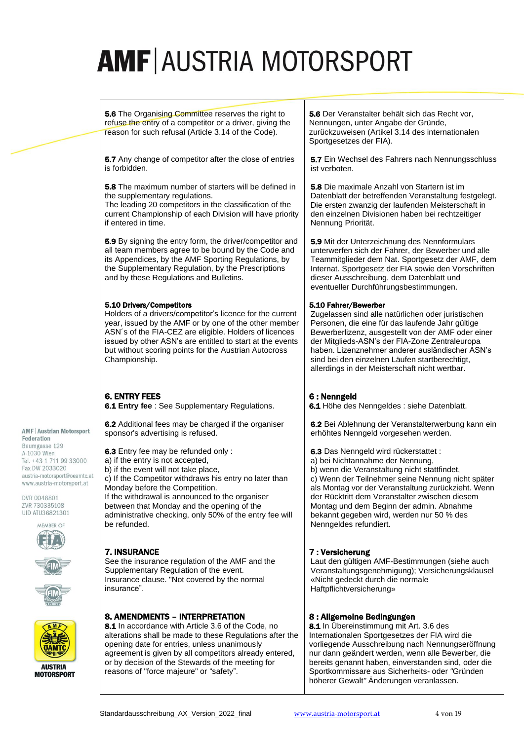**5.6** The Organising Committee reserves the right to refuse the entry of a competitor or a driver, giving the reason for such refusal (Article 3.14 of the Code).

**5.6** Der Veranstalter behält sich das Recht vor, Nennungen, unter Angabe der Gründe, zurückzuweisen (Artikel 3.14 des internationalen Sportgesetzes der FIA).

**5.7** Any change of competitor after the close of entries is forbidden.

**5.7** Ein Wechsel des Fahrers nach Nennungsschluss ist verboten.

**5.8** The maximum number of starters will be defined in the supplementary regulations.
The leading 20 competitors in the classification of the current Championship of each Division will have priority if entered in time.

**5.8** Die maximale Anzahl von Startern ist im Datenblatt der betreffenden Veranstaltung festgelegt. Die ersten zwanzig der laufenden Meisterschaft in den einzelnen Divisionen haben bei rechtzeitiger Nennung Priorität.

**5.9** By signing the entry form, the driver/competitor and all team members agree to be bound by the Code and its Appendices, by the AMF Sporting Regulations, by the Supplementary Regulation, by the Prescriptions and by these Regulations and Bulletins.

**5.9** Mit der Unterzeichnung des Nennformulars unterwerfen sich der Fahrer, der Bewerber und alle Teammitglieder dem Nat. Sportgesetz der AMF, dem Internat. Sportgesetz der FIA sowie den Vorschriften dieser Ausschreibung, dem Datenblatt und eventueller Durchführungsbestimmungen.

**5.10 Drivers/Competitors**
Holders of a drivers/competitor's licence for the current year, issued by the AMF or by one of the other member ASN´s of the FIA-CEZ are eligible. Holders of licences issued by other ASN's are entitled to start at the events but without scoring points for the Austrian Autocross Championship.

**5.10 Fahrer/Bewerber**
Zugelassen sind alle natürlichen oder juristischen Personen, die eine für das laufende Jahr gültige Bewerberlizenz, ausgestellt von der AMF oder einer der Mitglieds-ASN's der FIA-Zone Zentraleuropa haben. Lizenznehmer anderer ausländischer ASN's sind bei den einzelnen Läufen startberechtigt, allerdings in der Meisterschaft nicht wertbar.

## 6. ENTRY FEES

**6.1 Entry fee** : See Supplementary Regulations.

**6.2** Additional fees may be charged if the organiser sponsor's advertising is refused.

**6.3** Entry fee may be refunded only :
a) if the entry is not accepted,
b) if the event will not take place,
c) If the Competitor withdraws his entry no later than Monday before the Competition.
If the withdrawal is announced to the organiser between that Monday and the opening of the administrative checking, only 50% of the entry fee will be refunded.

## 6 : Nenngeld

**6.1** Höhe des Nenngeldes : siehe Datenblatt.

**6.2** Bei Ablehnung der Veranstalterwerbung kann ein erhöhtes Nenngeld vorgesehen werden.

**6.3** Das Nenngeld wird rückerstattet :
a) bei Nichtannahme der Nennung,
b) wenn die Veranstaltung nicht stattfindet,
c) Wenn der Teilnehmer seine Nennung nicht später als Montag vor der Veranstaltung zurückzieht. Wenn der Rücktritt dem Veranstalter zwischen diesem Montag und dem Beginn der admin. Abnahme bekannt gegeben wird, werden nur 50 % des Nenngeldes refundiert.

## 7. INSURANCE

See the insurance regulation of the AMF and the Supplementary Regulation of the event.
Insurance clause. "Not covered by the normal insurance".

## 7 : Versicherung

Laut den gültigen AMF-Bestimmungen (siehe auch Veranstaltungsgenehmigung); Versicherungsklausel «Nicht gedeckt durch die normale Haftpflichtversicherung»

## 8. AMENDMENTS – INTERPRETATION

**8.1** In accordance with Article 3.6 of the Code, no alterations shall be made to these Regulations after the opening date for entries, unless unanimously agreement is given by all competitors already entered, or by decision of the Stewards of the meeting for reasons of "force majeure" or "safety".

## 8 : Allgemeine Bedingungen

**8.1** In Übereinstimmung mit Art. 3.6 des Internationalen Sportgesetzes der FIA wird die vorliegende Ausschreibung nach Nennungseröffnung nur dann geändert werden, wenn alle Bewerber, die bereits genannt haben, einverstanden sind, oder die Sportkommissare aus Sicherheits- oder "Gründen höherer Gewalt" Änderungen veranlassen.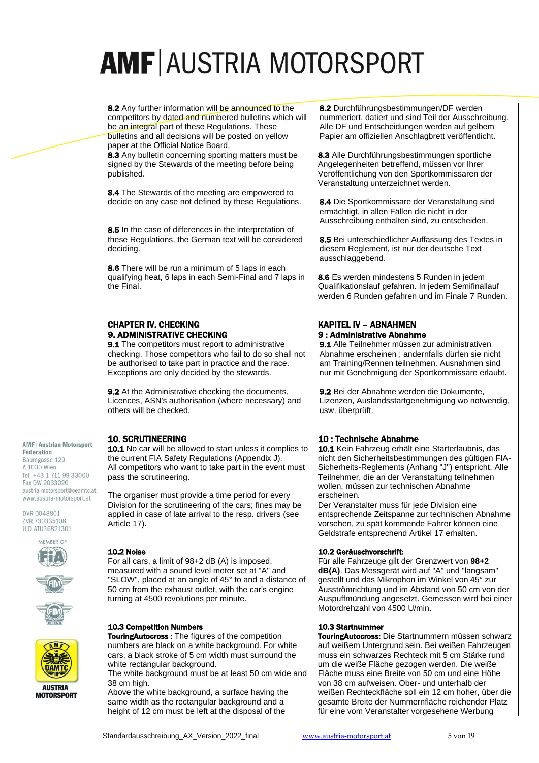| | |
|---|---|
| **8.2** Any further information will be announced to the competitors by dated and numbered bulletins which will be an integral part of these Regulations. These bulletins and all decisions will be posted on yellow paper at the Official Notice Board. | **8.2** Durchführungsbestimmungen/DF werden nummeriert, datiert und sind Teil der Ausschreibung. Alle DF und Entscheidungen werden auf gelbem Papier am offiziellen Anschlagbrett veröffentlicht. |
| **8.3** Any bulletin concerning sporting matters must be signed by the Stewards of the meeting before being published. | **8.3** Alle Durchführungsbestimmungen sportliche Angelegenheiten betreffend, müssen vor Ihrer Veröffentlichung von den Sportkommissaren der Veranstaltung unterzeichnet werden. |
| **8.4** The Stewards of the meeting are empowered to decide on any case not defined by these Regulations. | **8.4** Die Sportkommissare der Veranstaltung sind ermächtigt, in allen Fällen die nicht in der Ausschreibung enthalten sind, zu entscheiden. |
| **8.5** In the case of differences in the interpretation of these Regulations, the German text will be considered deciding. | **8.5** Bei unterschiedlicher Auffassung des Textes in diesem Reglement, ist nur der deutsche Text ausschlaggebend. |
| **8.6** There will be run a minimum of 5 laps in each qualifying heat, 6 laps in each Semi-Final and 7 laps in the Final. | **8.6** Es werden mindestens 5 Runden in jedem Qualifikationslauf gefahren. In jedem Semifinallauf werden 6 Runden gefahren und im Finale 7 Runden. |
| **CHAPTER IV. CHECKING** | **KAPITEL IV – ABNAHMEN** |
| **9. ADMINISTRATIVE CHECKING** | **9 : Administrative Abnahme** |
| **9.1** The competitors must report to administrative checking. Those competitors who fail to do so shall not be authorised to take part in practice and the race. Exceptions are only decided by the stewards. | **9.1** Alle Teilnehmer müssen zur administrativen Abnahme erscheinen ; andernfalls dürfen sie nicht am Training/Rennen teilnehmen. Ausnahmen sind nur mit Genehmigung der Sportkommissare erlaubt. |
| **9.2** At the Administrative checking the documents, Licences, ASN's authorisation (where necessary) and others will be checked. | **9.2** Bei der Abnahme werden die Dokumente, Lizenzen, Auslandsstartgenehmigung wo notwendig, usw. überprüft. |
| **10. SCRUTINEERING** | **10 : Technische Abnahme** |
| **10.1** No car will be allowed to start unless it complies to the current FIA Safety Regulations (Appendix J). All competitors who want to take part in the event must pass the scrutineering. The organiser must provide a time period for every Division for the scrutineering of the cars; fines may be applied in case of late arrival to the resp. drivers (see Article 17). | **10.1** Kein Fahrzeug erhält eine Starterlaubnis, das nicht den Sicherheitsbestimmungen des gültigen FIA-Sicherheits-Reglements (Anhang "J") entspricht. Alle Teilnehmer, die an der Veranstaltung teilnehmen wollen, müssen zur technischen Abnahme erscheinen. Der Veranstalter muss für jede Division eine entsprechende Zeitspanne zur technischen Abnahme vorsehen, zu spät kommende Fahrer können eine Geldstrafe entsprechend Artikel 17 erhalten. |
| **10.2 Noise** For all cars, a limit of 98+2 dB (A) is imposed, measured with a sound level meter set at "A" and "SLOW", placed at an angle of 45° to and a distance of 50 cm from the exhaust outlet, with the car's engine turning at 4500 revolutions per minute. | **10.2 Geräuschvorschrift:** Für alle Fahrzeuge gilt der Grenzwert von **98+2 dB(A)**. Das Messgerät wird auf "A" und "langsam" gestellt und das Mikrophon im Winkel von 45° zur Ausströmrichtung und im Abstand von 50 cm von der Auspuffmündung angesetzt. Gemessen wird bei einer Motordrehzahl von 4500 U/min. |
| **10.3 Competition Numbers** **TouringAutocross :** The figures of the competition numbers are black on a white background. For white cars, a black stroke of 5 cm width must surround the white rectangular background. The white background must be at least 50 cm wide and 38 cm high. Above the white background, a surface having the same width as the rectangular background and a height of 12 cm must be left at the disposal of the | **10.3 Startnummer** **TouringAutocross:** Die Startnummern müssen schwarz auf weißem Untergrund sein. Bei weißen Fahrzeugen muss ein schwarzes Rechteck mit 5 cm Stärke rund um die weiße Fläche gezogen werden. Die weiße Fläche muss eine Breite von 50 cm und eine Höhe von 38 cm aufweisen. Ober- und unterhalb der weißen Rechteckfläche soll ein 12 cm hoher, über die gesamte Breite der Nummernfläche reichender Platz für eine vom Veranstalter vorgesehene Werbung |

AMF | Austrian Motorsport Federation
Baumgasse 129
A-1030 Wien
Tel. +43 1 711 99 33000
Fax DW 2033020
austria-motorsport@oeamtc.at
www.austria-motorsport.at

DVR 0048801
ZVR 730335108
UID ATU36821301

MEMBER OF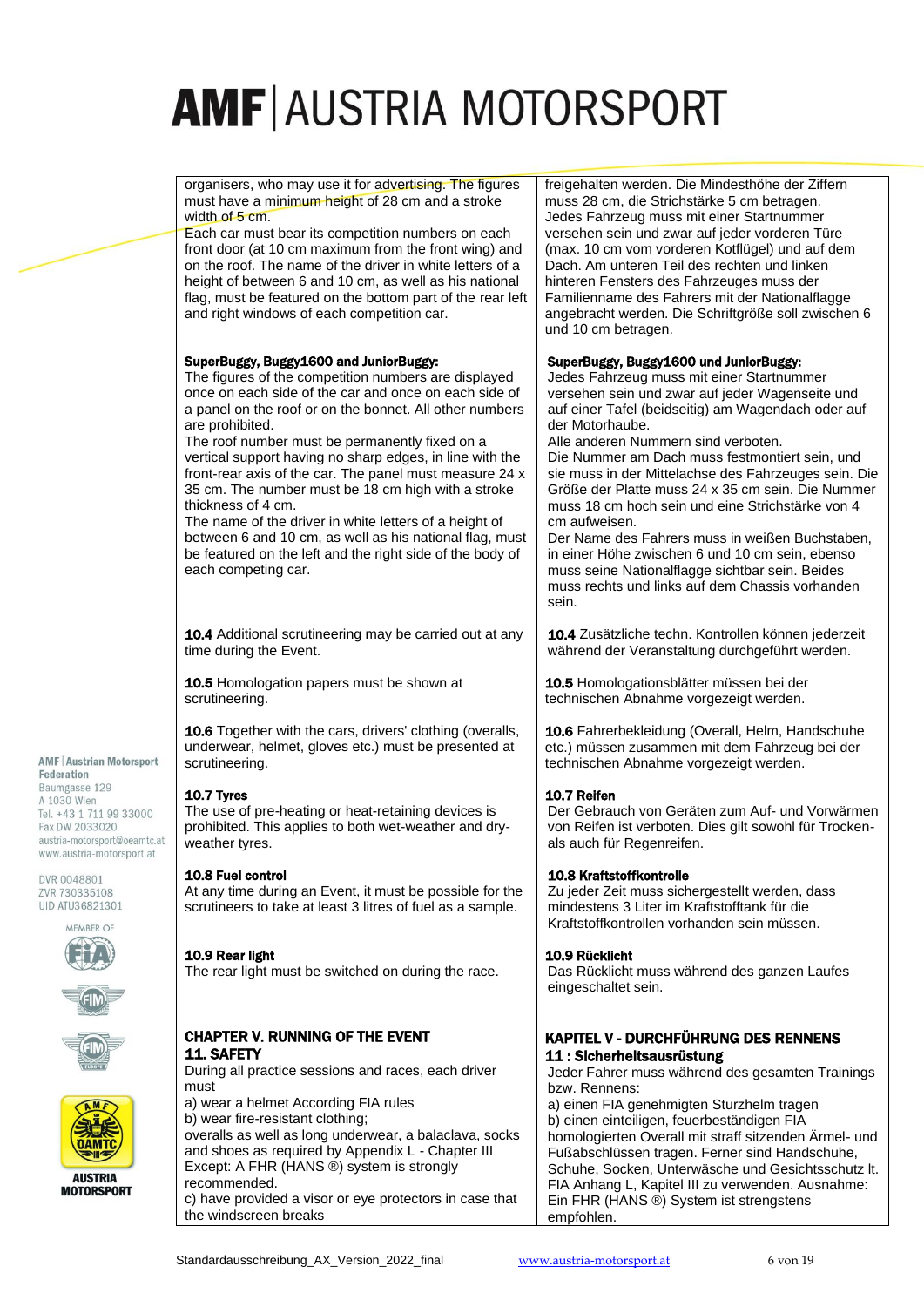| | |
|---|---|
| organisers, who may use it for advertising. The figures must have a minimum height of 28 cm and a stroke width of 5 cm.<br>Each car must bear its competition numbers on each front door (at 10 cm maximum from the front wing) and on the roof. The name of the driver in white letters of a height of between 6 and 10 cm, as well as his national flag, must be featured on the bottom part of the rear left and right windows of each competition car. | freigehalten werden. Die Mindesthöhe der Ziffern muss 28 cm, die Strichstärke 5 cm betragen.<br>Jedes Fahrzeug muss mit einer Startnummer versehen sein und zwar auf jeder vorderen Türe (max. 10 cm vom vorderen Kotflügel) und auf dem Dach. Am unteren Teil des rechten und linken hinteren Fensters des Fahrzeuges muss der Familienname des Fahrers mit der Nationalflagge angebracht werden. Die Schriftgröße soll zwischen 6 und 10 cm betragen. |
| **SuperBuggy, Buggy1600 and JuniorBuggy:**<br>The figures of the competition numbers are displayed once on each side of the car and once on each side of a panel on the roof or on the bonnet. All other numbers are prohibited.<br>The roof number must be permanently fixed on a vertical support having no sharp edges, in line with the front-rear axis of the car. The panel must measure 24 x 35 cm. The number must be 18 cm high with a stroke thickness of 4 cm.<br>The name of the driver in white letters of a height of between 6 and 10 cm, as well as his national flag, must be featured on the left and the right side of the body of each competing car. | **SuperBuggy, Buggy1600 und JuniorBuggy:**<br>Jedes Fahrzeug muss mit einer Startnummer versehen sein und zwar auf jeder Wagenseite und auf einer Tafel (beidseitig) am Wagendach oder auf der Motorhaube.<br>Alle anderen Nummern sind verboten.<br>Die Nummer am Dach muss festmontiert sein, und sie muss in der Mittelachse des Fahrzeuges sein. Die Größe der Platte muss 24 x 35 cm sein. Die Nummer muss 18 cm hoch sein und eine Strichstärke von 4 cm aufweisen.<br>Der Name des Fahrers muss in weißen Buchstaben, in einer Höhe zwischen 6 und 10 cm sein, ebenso muss seine Nationalflagge sichtbar sein. Beides muss rechts und links auf dem Chassis vorhanden sein. |
| **10.4** Additional scrutineering may be carried out at any time during the Event. | **10.4** Zusätzliche techn. Kontrollen können jederzeit während der Veranstaltung durchgeführt werden. |
| **10.5** Homologation papers must be shown at scrutineering. | **10.5** Homologationsblätter müssen bei der technischen Abnahme vorgezeigt werden. |
| **10.6** Together with the cars, drivers' clothing (overalls, underwear, helmet, gloves etc.) must be presented at scrutineering. | **10.6** Fahrerbekleidung (Overall, Helm, Handschuhe etc.) müssen zusammen mit dem Fahrzeug bei der technischen Abnahme vorgezeigt werden. |
| **10.7 Tyres**<br>The use of pre-heating or heat-retaining devices is prohibited. This applies to both wet-weather and dry-weather tyres. | **10.7 Reifen**<br>Der Gebrauch von Geräten zum Auf- und Vorwärmen von Reifen ist verboten. Dies gilt sowohl für Trocken- als auch für Regenreifen. |
| **10.8 Fuel control**<br>At any time during an Event, it must be possible for the scrutineers to take at least 3 litres of fuel as a sample. | **10.8 Kraftstoffkontrolle**<br>Zu jeder Zeit muss sichergestellt werden, dass mindestens 3 Liter im Kraftstofftank für die Kraftstoffkontrollen vorhanden sein müssen. |
| **10.9 Rear light**<br>The rear light must be switched on during the race. | **10.9 Rücklicht**<br>Das Rücklicht muss während des ganzen Laufes eingeschaltet sein. |
| **CHAPTER V. RUNNING OF THE EVENT**<br>**11. SAFETY**<br>During all practice sessions and races, each driver must<br>a) wear a helmet According FIA rules<br>b) wear fire-resistant clothing;<br>overalls as well as long underwear, a balaclava, socks and shoes as required by Appendix L - Chapter III<br>Except: A FHR (HANS ®) system is strongly recommended.<br>c) have provided a visor or eye protectors in case that the windscreen breaks | **KAPITEL V - DURCHFÜHRUNG DES RENNENS**<br>**11 : Sicherheitsausrüstung**<br>Jeder Fahrer muss während des gesamten Trainings bzw. Rennens:<br>a) einen FIA genehmigten Sturzhelm tragen<br>b) einen einteiligen, feuerbeständigen FIA homologierten Overall mit straff sitzenden Ärmel- und Fußabschlüssen tragen. Ferner sind Handschuhe, Schuhe, Socken, Unterwäsche und Gesichtsschutz lt. FIA Anhang L, Kapitel III zu verwenden. Ausnahme: Ein FHR (HANS ®) System ist strengstens empfohlen. |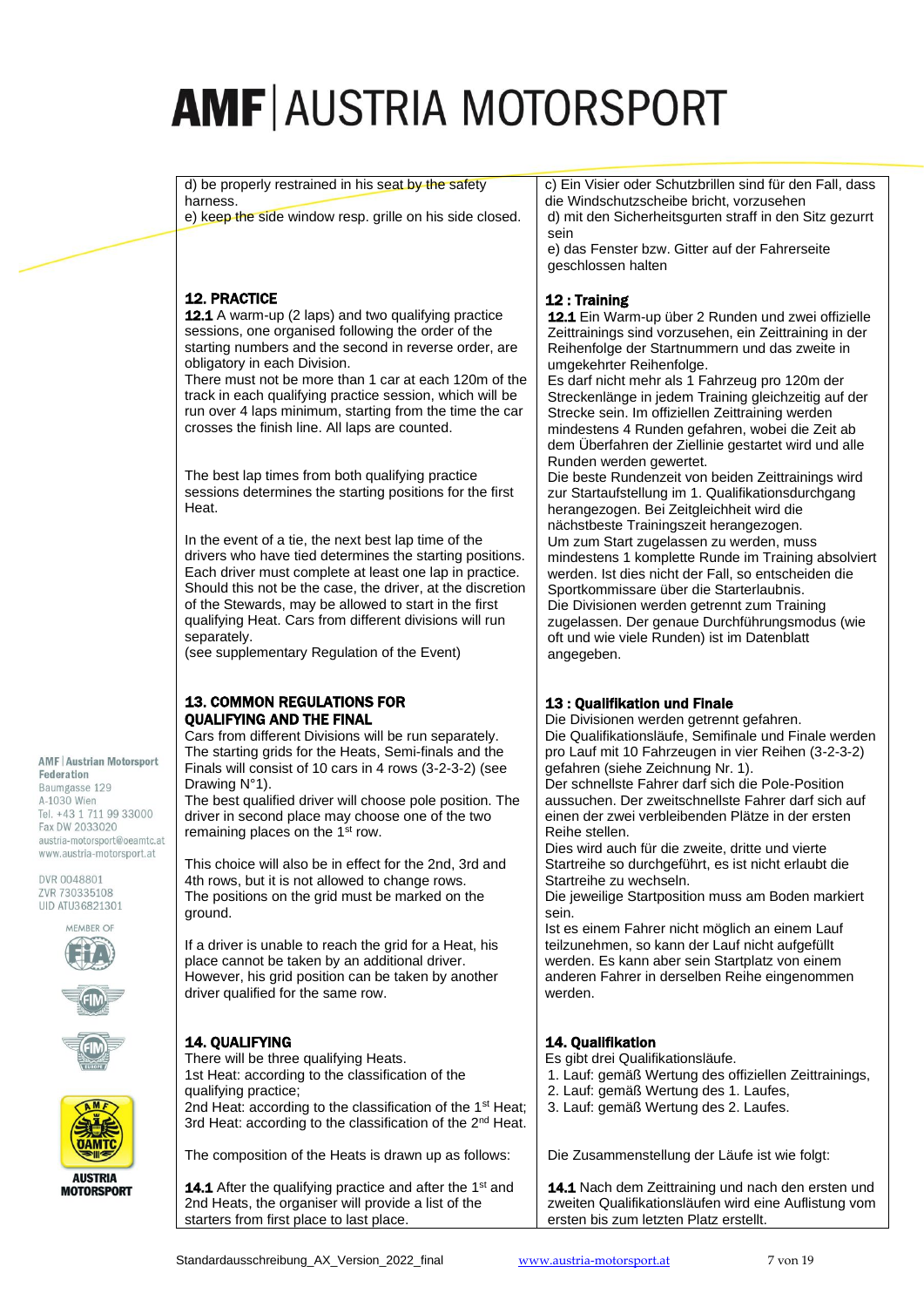d) be properly restrained in his seat by the safety harness.
e) keep the side window resp. grille on his side closed.

c) Ein Visier oder Schutzbrillen sind für den Fall, dass die Windschutzscheibe bricht, vorzusehen
d) mit den Sicherheitsgurten straff in den Sitz gezurrt sein
e) das Fenster bzw. Gitter auf der Fahrerseite geschlossen halten

## 12. PRACTICE

**12.1** A warm-up (2 laps) and two qualifying practice sessions, one organised following the order of the starting numbers and the second in reverse order, are obligatory in each Division.
There must not be more than 1 car at each 120m of the track in each qualifying practice session, which will be run over 4 laps minimum, starting from the time the car crosses the finish line. All laps are counted.

The best lap times from both qualifying practice sessions determines the starting positions for the first Heat.

In the event of a tie, the next best lap time of the drivers who have tied determines the starting positions.
Each driver must complete at least one lap in practice. Should this not be the case, the driver, at the discretion of the Stewards, may be allowed to start in the first qualifying Heat. Cars from different divisions will run separately.
(see supplementary Regulation of the Event)

## 12 : Training

**12.1** Ein Warm-up über 2 Runden und zwei offizielle Zeittrainings sind vorzusehen, ein Zeittraining in der Reihenfolge der Startnummern und das zweite in umgekehrter Reihenfolge.
Es darf nicht mehr als 1 Fahrzeug pro 120m der Streckenlänge in jedem Training gleichzeitig auf der Strecke sein. Im offiziellen Zeittraining werden mindestens 4 Runden gefahren, wobei die Zeit ab dem Überfahren der Ziellinie gestartet wird und alle Runden werden gewertet.
Die beste Rundenzeit von beiden Zeittrainings wird zur Startaufstellung im 1. Qualifikationsdurchgang herangezogen. Bei Zeitgleichheit wird die nächstbeste Trainingszeit herangezogen.
Um zum Start zugelassen zu werden, muss mindestens 1 komplette Runde im Training absolviert werden. Ist dies nicht der Fall, so entscheiden die Sportkommissare über die Starterlaubnis.
Die Divisionen werden getrennt zum Training zugelassen. Der genaue Durchführungsmodus (wie oft und wie viele Runden) ist im Datenblatt angegeben.

## 13. COMMON REGULATIONS FOR QUALIFYING AND THE FINAL

Cars from different Divisions will be run separately.
The starting grids for the Heats, Semi-finals and the Finals will consist of 10 cars in 4 rows (3-2-3-2) (see Drawing N°1).
The best qualified driver will choose pole position. The driver in second place may choose one of the two remaining places on the 1st row.

This choice will also be in effect for the 2nd, 3rd and 4th rows, but it is not allowed to change rows.
The positions on the grid must be marked on the ground.

If a driver is unable to reach the grid for a Heat, his place cannot be taken by an additional driver. However, his grid position can be taken by another driver qualified for the same row.

## 13 : Qualifikation und Finale

Die Divisionen werden getrennt gefahren.
Die Qualifikationsläufe, Semifinale und Finale werden pro Lauf mit 10 Fahrzeugen in vier Reihen (3-2-3-2) gefahren (siehe Zeichnung Nr. 1).
Der schnellste Fahrer darf sich die Pole-Position aussuchen. Der zweitschnellste Fahrer darf sich auf einen der zwei verbleibenden Plätze in der ersten Reihe stellen.
Dies wird auch für die zweite, dritte und vierte Startreihe so durchgeführt, es ist nicht erlaubt die Startreihe zu wechseln.
Die jeweilige Startposition muss am Boden markiert sein.
Ist es einem Fahrer nicht möglich an einem Lauf teilzunehmen, so kann der Lauf nicht aufgefüllt werden. Es kann aber sein Startplatz von einem anderen Fahrer in derselben Reihe eingenommen werden.

## 14. QUALIFYING

There will be three qualifying Heats.
1st Heat: according to the classification of the qualifying practice;
2nd Heat: according to the classification of the 1st Heat;
3rd Heat: according to the classification of the 2nd Heat.

The composition of the Heats is drawn up as follows:

**14.1** After the qualifying practice and after the 1st and 2nd Heats, the organiser will provide a list of the starters from first place to last place.

## 14. Qualifikation

Es gibt drei Qualifikationsläufe.
1. Lauf: gemäß Wertung des offiziellen Zeittrainings,
2. Lauf: gemäß Wertung des 1. Laufes,
3. Lauf: gemäß Wertung des 2. Laufes.

Die Zusammenstellung der Läufe ist wie folgt:

**14.1** Nach dem Zeittraining und nach den ersten und zweiten Qualifikationsläufen wird eine Auflistung vom ersten bis zum letzten Platz erstellt.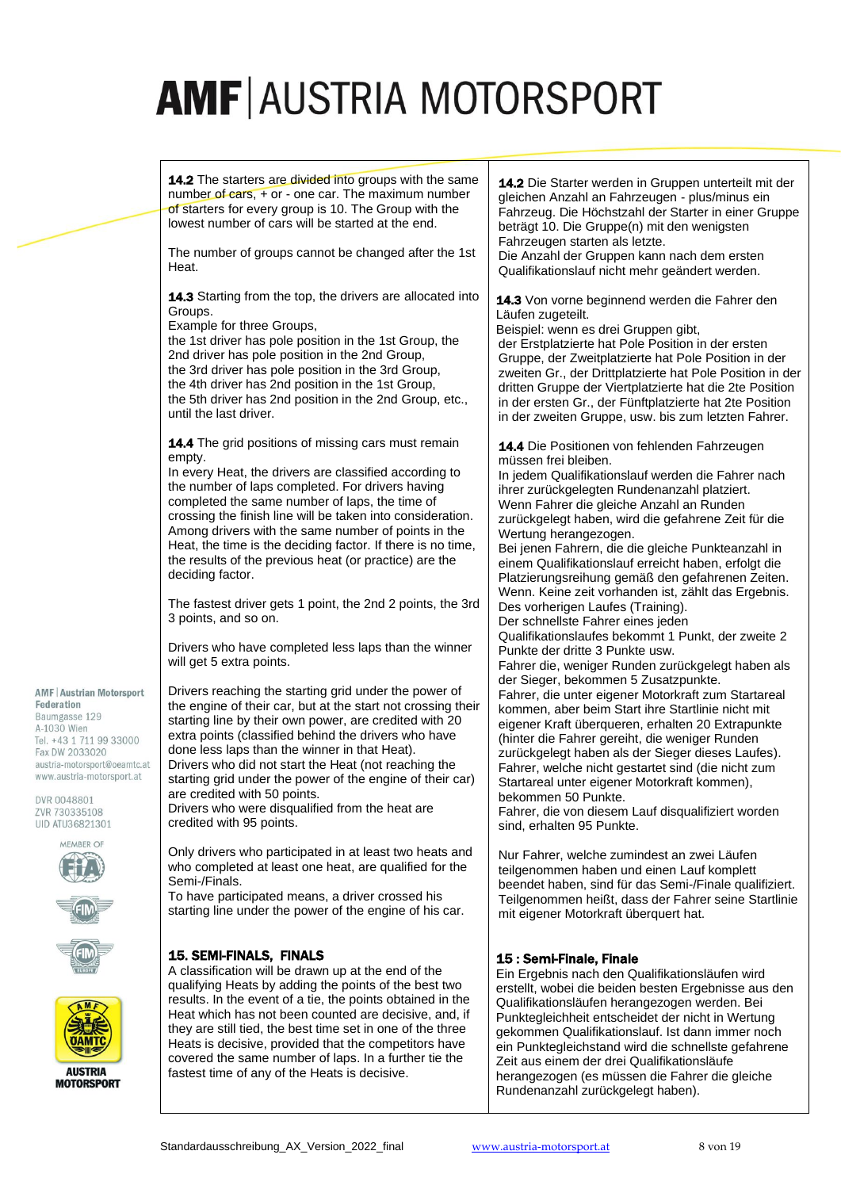**14.2** The starters are divided into groups with the same number of cars, + or - one car. The maximum number of starters for every group is 10. The Group with the lowest number of cars will be started at the end.

The number of groups cannot be changed after the 1st Heat.

**14.3** Starting from the top, the drivers are allocated into Groups.
Example for three Groups,
the 1st driver has pole position in the 1st Group, the 2nd driver has pole position in the 2nd Group,
the 3rd driver has pole position in the 3rd Group,
the 4th driver has 2nd position in the 1st Group,
the 5th driver has 2nd position in the 2nd Group, etc., until the last driver.

**14.4** The grid positions of missing cars must remain empty.
In every Heat, the drivers are classified according to the number of laps completed. For drivers having completed the same number of laps, the time of crossing the finish line will be taken into consideration.
Among drivers with the same number of points in the Heat, the time is the deciding factor. If there is no time, the results of the previous heat (or practice) are the deciding factor.

The fastest driver gets 1 point, the 2nd 2 points, the 3rd 3 points, and so on.

Drivers who have completed less laps than the winner will get 5 extra points.

Drivers reaching the starting grid under the power of the engine of their car, but at the start not crossing their starting line by their own power, are credited with 20 extra points (classified behind the drivers who have done less laps than the winner in that Heat).
Drivers who did not start the Heat (not reaching the starting grid under the power of the engine of their car) are credited with 50 points.
Drivers who were disqualified from the heat are credited with 95 points.

Only drivers who participated in at least two heats and who completed at least one heat, are qualified for the Semi-/Finals.
To have participated means, a driver crossed his starting line under the power of the engine of his car.

## 15. SEMI-FINALS, FINALS

A classification will be drawn up at the end of the qualifying Heats by adding the points of the best two results. In the event of a tie, the points obtained in the Heat which has not been counted are decisive, and, if they are still tied, the best time set in one of the three Heats is decisive, provided that the competitors have covered the same number of laps. In a further tie the fastest time of any of the Heats is decisive.

---

**14.2** Die Starter werden in Gruppen unterteilt mit der gleichen Anzahl an Fahrzeugen - plus/minus ein Fahrzeug. Die Höchstzahl der Starter in einer Gruppe beträgt 10. Die Gruppe(n) mit den wenigsten Fahrzeugen starten als letzte.
Die Anzahl der Gruppen kann nach dem ersten Qualifikationslauf nicht mehr geändert werden.

**14.3** Von vorne beginnend werden die Fahrer den Läufen zugeteilt.
Beispiel: wenn es drei Gruppen gibt,
der Erstplatzierte hat Pole Position in der ersten Gruppe, der Zweitplatzierte hat Pole Position in der zweiten Gr., der Drittplatzierte hat Pole Position in der dritten Gruppe der Viertplatzierte hat die 2te Position in der ersten Gr., der Fünftplatzierte hat 2te Position in der zweiten Gruppe, usw. bis zum letzten Fahrer.

**14.4** Die Positionen von fehlenden Fahrzeugen müssen frei bleiben.
In jedem Qualifikationslauf werden die Fahrer nach ihrer zurückgelegten Rundenanzahl platziert.
Wenn Fahrer die gleiche Anzahl an Runden zurückgelegt haben, wird die gefahrene Zeit für die Wertung herangezogen.
Bei jenen Fahrern, die die gleiche Punkteanzahl in einem Qualifikationslauf erreicht haben, erfolgt die Platzierungsreihung gemäß den gefahrenen Zeiten.
Wenn. Keine zeit vorhanden ist, zählt das Ergebnis. Des vorherigen Laufes (Training).
Der schnellste Fahrer eines jeden Qualifikationslaufes bekommt 1 Punkt, der zweite 2 Punkte der dritte 3 Punkte usw.
Fahrer die, weniger Runden zurückgelegt haben als der Sieger, bekommen 5 Zusatzpunkte.
Fahrer, die unter eigener Motorkraft zum Startareal kommen, aber beim Start ihre Startlinie nicht mit eigener Kraft überqueren, erhalten 20 Extrapunkte (hinter die Fahrer gereiht, die weniger Runden zurückgelegt haben als der Sieger dieses Laufes).
Fahrer, welche nicht gestartet sind (die nicht zum Startareal unter eigener Motorkraft kommen), bekommen 50 Punkte.
Fahrer, die von diesem Lauf disqualifiziert worden sind, erhalten 95 Punkte.

Nur Fahrer, welche zumindest an zwei Läufen teilgenommen haben und zumindest einen Lauf komplett beendet haben, sind für das Semi-/Finale qualifiziert. Teilgenommen heißt, dass der Fahrer seine Startlinie mit eigener Motorkraft überquert hat.

## 15 : Semi-Finale, Finale

Ein Ergebnis nach den Qualifikationsläufen wird erstellt, wobei die beiden besten Ergebnisse aus den Qualifikationsläufen herangezogen werden. Bei Punktegleichheit entscheidet der nicht in Wertung gekommen Qualifikationslauf. Ist dann immer noch ein Punktegleichstand wird die schnellste gefahrene Zeit aus einem der drei Qualifikationsläufe herangezogen (es müssen die Fahrer die gleiche Rundenanzahl zurückgelegt haben).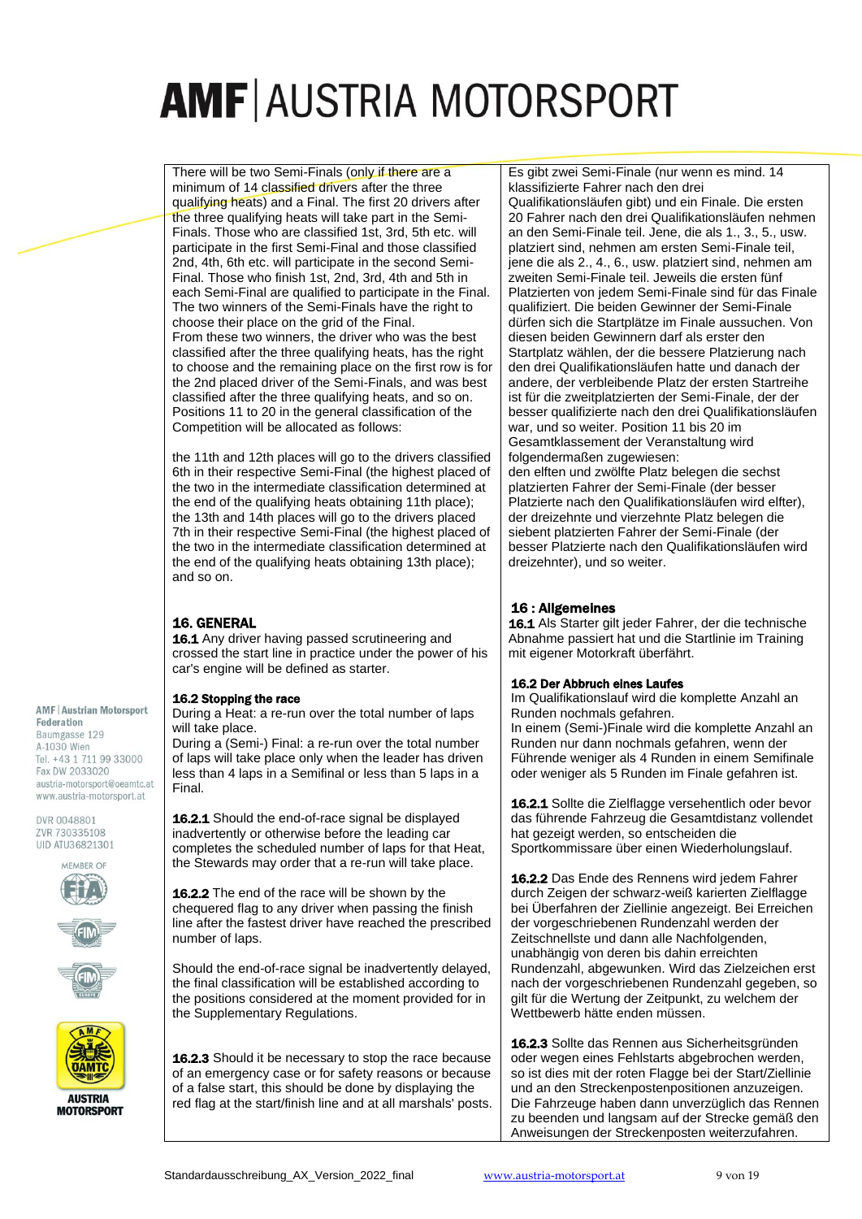There will be two Semi-Finals (only if there are a minimum of 14 classified drivers after the three qualifying heats) and a Final. The first 20 drivers after the three qualifying heats will take part in the Semi-Finals. Those who are classified 1st, 3rd, 5th etc. will participate in the first Semi-Final and those classified 2nd, 4th, 6th etc. will participate in the second Semi-Final. Those who finish 1st, 2nd, 3rd, 4th and 5th in each Semi-Final are qualified to participate in the Final. The two winners of the Semi-Finals have the right to choose their place on the grid of the Final.
From these two winners, the driver who was the best classified after the three qualifying heats, has the right to choose and the remaining place on the first row is for the 2nd placed driver of the Semi-Finals, and was best classified after the three qualifying heats, and so on. Positions 11 to 20 in the general classification of the Competition will be allocated as follows:

the 11th and 12th places will go to the drivers classified 6th in their respective Semi-Final (the highest placed of the two in the intermediate classification determined at the end of the qualifying heats obtaining 11th place); the 13th and 14th places will go to the drivers placed 7th in their respective Semi-Final (the highest placed of the two in the intermediate classification determined at the end of the qualifying heats obtaining 13th place); and so on.

Es gibt zwei Semi-Finale (nur wenn es mind. 14 klassifizierte Fahrer nach den drei Qualifikationsläufen gibt) und ein Finale. Die ersten 20 Fahrer nach den drei Qualifikationsläufen nehmen an den Semi-Finale teil. Jene, die als 1., 3., 5., usw. platziert sind, nehmen am ersten Semi-Finale teil, jene die als 2., 4., 6., usw. platziert sind, nehmen am zweiten Semi-Finale teil. Jeweils die ersten fünf Platzierten von jedem Semi-Finale sind für das Finale qualifiziert. Die beiden Gewinner der Semi-Finale dürfen sich die Startplätze im Finale aussuchen. Von diesen beiden Gewinnern darf als erster den Startplatz wählen, der die bessere Platzierung nach den drei Qualifikationsläufen hatte und danach der andere, der verbleibende Platz der ersten Startreihe ist für die zweitplatzierten der Semi-Finale, der der besser platzierte nach den drei Qualifikationsläufen war, und so weiter. Position 11 bis 20 im Gesamtklassement der Veranstaltung wird folgendermaßen zugewiesen:
den elften und zwölfte Platz belegen die sechst platzierten Fahrer der Semi-Finale (der besser Platzierte nach den Qualifikationsläufen wird elfter), der dreizehnte und vierzehnte Platz belegen die siebent platzierten Fahrer der Semi-Finale (der besser Platzierte nach den Qualifikationsläufen wird dreizehnter), und so weiter.

## 16. GENERAL

**16.1** Any driver having passed scrutineering and crossed the start line in practice under the power of his car's engine will be defined as starter.

### 16.2 Stopping the race

During a Heat: a re-run over the total number of laps will take place.
During a (Semi-) Final: a re-run over the total number of laps will take place only when the leader has driven less than 4 laps in a Semifinal or less than 5 laps in a Final.

**16.2.1** Should the end-of-race signal be displayed inadvertently or otherwise before the leading car completes the scheduled number of laps for that Heat, the Stewards may order that a re-run will take place.

**16.2.2** The end of the race will be shown by the chequered flag to any driver when passing the finish line after the fastest driver have reached the prescribed number of laps.

Should the end-of-race signal be inadvertently delayed, the final classification will be established according to the positions considered at the moment provided for in the Supplementary Regulations.

**16.2.3** Should it be necessary to stop the race because of an emergency case or for safety reasons or because of a false start, this should be done by displaying the red flag at the start/finish line and at all marshals' posts.

## 16 : Allgemeines

**16.1** Als Starter gilt jeder Fahrer, der die technische Abnahme passiert hat und die Startlinie im Training mit eigener Motorkraft überfährt.

### 16.2 Der Abbruch eines Laufes

Im Qualifikationslauf wird die komplette Anzahl an Runden nochmals gefahren.
In einem (Semi-)Finale wird die komplette Anzahl an Runden nur dann nochmals gefahren, wenn der Führende weniger als 4 Runden in einem Semifinale oder weniger als 5 Runden im Finale gefahren ist.

**16.2.1** Sollte die Zielflagge versehentlich oder bevor das führende Fahrzeug die Gesamtdistanz vollendet hat gezeigt werden, so entscheiden die Sportkommissare über einen Wiederholungslauf.

**16.2.2** Das Ende des Rennens wird jedem Fahrer durch Zeigen der schwarz-weiß karierten Zielflagge bei Überfahren der Ziellinie angezeigt. Bei Erreichen der vorgeschriebenen Rundenzahl werden der Zeitschnellste und dann alle Nachfolgenden, unabhängig von deren bis dahin erreichten Rundenzahl, abgewunken. Wird das Zielzeichen erst nach der vorgeschriebenen Rundenzahl gegeben, so gilt für die Wertung der Zeitpunkt, zu welchem der Wettbewerb hätte enden müssen.

**16.2.3** Sollte das Rennen aus Sicherheitsgründen oder wegen eines Fehlstarts abgebrochen werden, so ist dies mit der roten Flagge bei der Start/Ziellinie und an den Streckenpostenpositionen anzuzeigen. Die Fahrzeuge haben unverzüglich das Rennen zu beenden und langsam auf der Strecke gemäß den Anweisungen der Streckenposten weiterzufahren.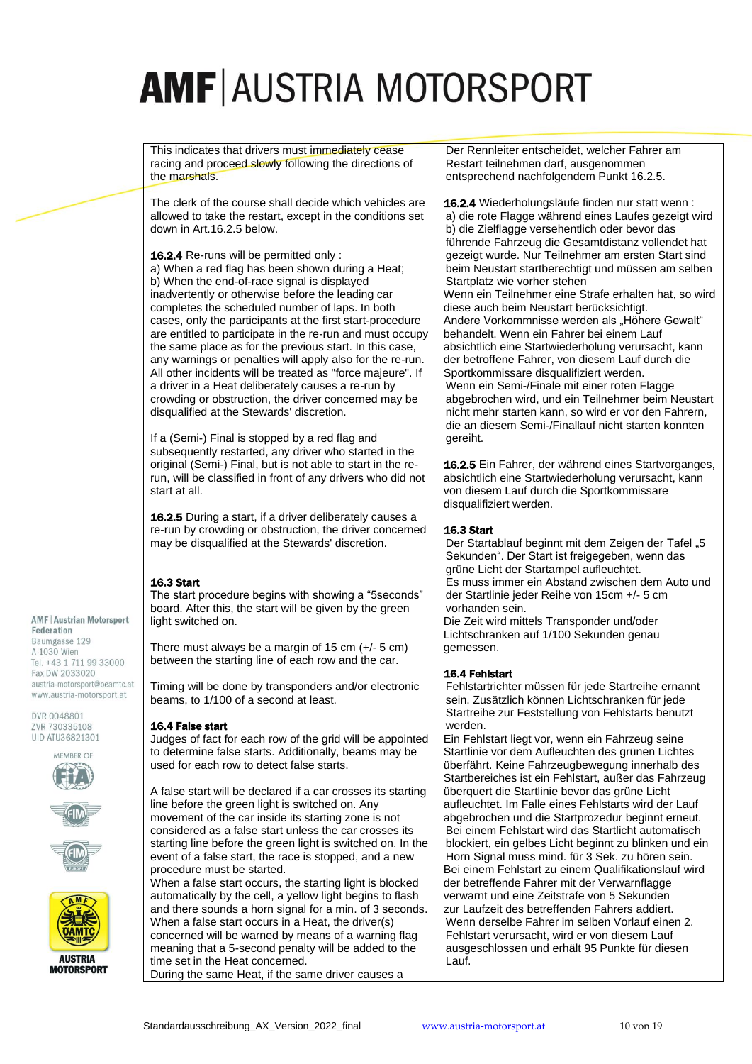| English | Deutsch |
|---|---|
| This indicates that drivers must immediately cease racing and proceed slowly following the directions of the marshals. | Der Rennleiter entscheidet, welcher Fahrer am Restart teilnehmen darf, ausgenommen entsprechend nachfolgendem Punkt 16.2.5. |
| The clerk of the course shall decide which vehicles are allowed to take the restart, except in the conditions set down in Art.16.2.5 below. | |
| **16.2.4** Re-runs will be permitted only :<br>a) When a red flag has been shown during a Heat;<br>b) When the end-of-race signal is displayed inadvertently or otherwise before the leading car completes the scheduled number of laps. In both cases, only the participants at the first start-procedure are entitled to participate in the re-run and must occupy the same place as for the previous start. In this case, any warnings or penalties will apply also for the re-run. All other incidents will be treated as "force majeure". If a driver in a Heat deliberately causes a re-run by crowding or obstruction, the driver concerned may be disqualified at the Stewards' discretion.<br><br>If a (Semi-) Final is stopped by a red flag and subsequently restarted, any driver who started in the original (Semi-) Final, but is not able to start in the re-run, will be classified in front of any drivers who did not start at all. | **16.2.4** Wiederholungsläufe finden nur statt wenn :<br>a) die rote Flagge während eines Laufes gezeigt wird<br>b) die Zielflagge versehentlich oder bevor das führende Fahrzeug die Gesamtdistanz vollendet hat gezeigt wurde. Nur Teilnehmer am ersten Start sind beim Neustart startberechtigt und müssen am selben Startplatz wie vorher stehen<br>Wenn ein Teilnehmer eine Strafe erhalten hat, so wird diese auch beim Neustart berücksichtigt.<br>Andere Vorkommnisse werden als „Höhere Gewalt" behandelt. Wenn ein Fahrer bei einem Lauf absichtlich eine Startwiederholung verursacht, kann der betroffene Fahrer, von diesem Lauf durch die Sportkommissare disqualifiziert werden.<br>Wenn ein Semi-/Finale mit einer roten Flagge abgebrochen wird, und ein Teilnehmer beim Neustart nicht mehr starten kann, so wird er vor den Fahrern, die an diesem Semi-/Finallauf nicht starten konnten gereiht. |
| **16.2.5** During a start, if a driver deliberately causes a re-run by crowding or obstruction, the driver concerned may be disqualified at the Stewards' discretion. | **16.2.5** Ein Fahrer, der während eines Startvorganges, absichtlich eine Startwiederholung verursacht, kann von diesem Lauf durch die Sportkommissare disqualifiziert werden. |
| **16.3 Start**<br>The start procedure begins with showing a "5seconds" board. After this, the start will be given by the green light switched on.<br><br>There must always be a margin of 15 cm (+/- 5 cm) between the starting line of each row and the car.<br><br>Timing will be done by transponders and/or electronic beams, to 1/100 of a second at least. | **16.3 Start**<br>Der Startablauf beginnt mit dem Zeigen der Tafel „5 Sekunden". Der Start ist freigegeben, wenn das grüne Licht der Startampel aufleuchtet.<br>Es muss immer ein Abstand zwischen dem Auto und der Startlinie jeder Reihe von 15cm +/- 5 cm vorhanden sein.<br>Die Zeit wird mittels Transponder und/oder Lichtschranken auf 1/100 Sekunden genau gemessen. |
| **16.4 False start**<br>Judges of fact for each row of the grid will be appointed to determine false starts. Additionally, beams may be used for each row to detect false starts.<br><br>A false start will be declared if a car crosses its starting line before the green light is switched on. Any movement of the car inside its starting zone is not considered as a false start unless the car crosses its starting line before the green light is switched on. In the event of a false start, the race is stopped, and a new procedure must be started.<br>When a false start occurs, the starting light is blocked automatically by the cell, a yellow light begins to flash and there sounds a horn signal for a min. of 3 seconds.<br>When a false start occurs in a Heat, the driver(s) concerned will be warned by means of a warning flag meaning that a 5-second penalty will be added to the time set in the Heat concerned.<br>During the same Heat, if the same driver causes a | **16.4 Fehlstart**<br>Fehlstartrichter müssen für jede Startreihe ernannt sein. Zusätzlich können Lichtschranken für jede Startreihe zur Feststellung von Fehlstarts benutzt werden.<br>Ein Fehlstart liegt vor, wenn ein Fahrzeug seine Startlinie vor dem Aufleuchten des grünen Lichtes überfährt. Keine Fahrzeugbewegung innerhalb des Startbereiches ist ein Fehlstart, außer das Fahrzeug überquert die Startlinie bevor das grüne Licht aufleuchtet. Im Falle eines Fehlstarts wird der Lauf abgebrochen und die Startprozedur beginnt erneut.<br>Bei einem Fehlstart wird das Startlicht automatisch blockiert, ein gelbes Licht beginnt zu blinken und ein Horn Signal muss mind. für 3 Sek. zu hören sein.<br>Bei einem Fehlstart zu einem Qualifikationslauf wird der betreffende Fahrer mit der Verwarnflagge verwarnt und eine Zeitstrafe von 5 Sekunden zur Laufzeit des betreffenden Fahrers addiert.<br>Wenn derselbe Fahrer im selben Vorlauf einen 2. Fehlstart verursacht, wird er von diesem Lauf ausgeschlossen und erhält 95 Punkte für diesen Lauf. |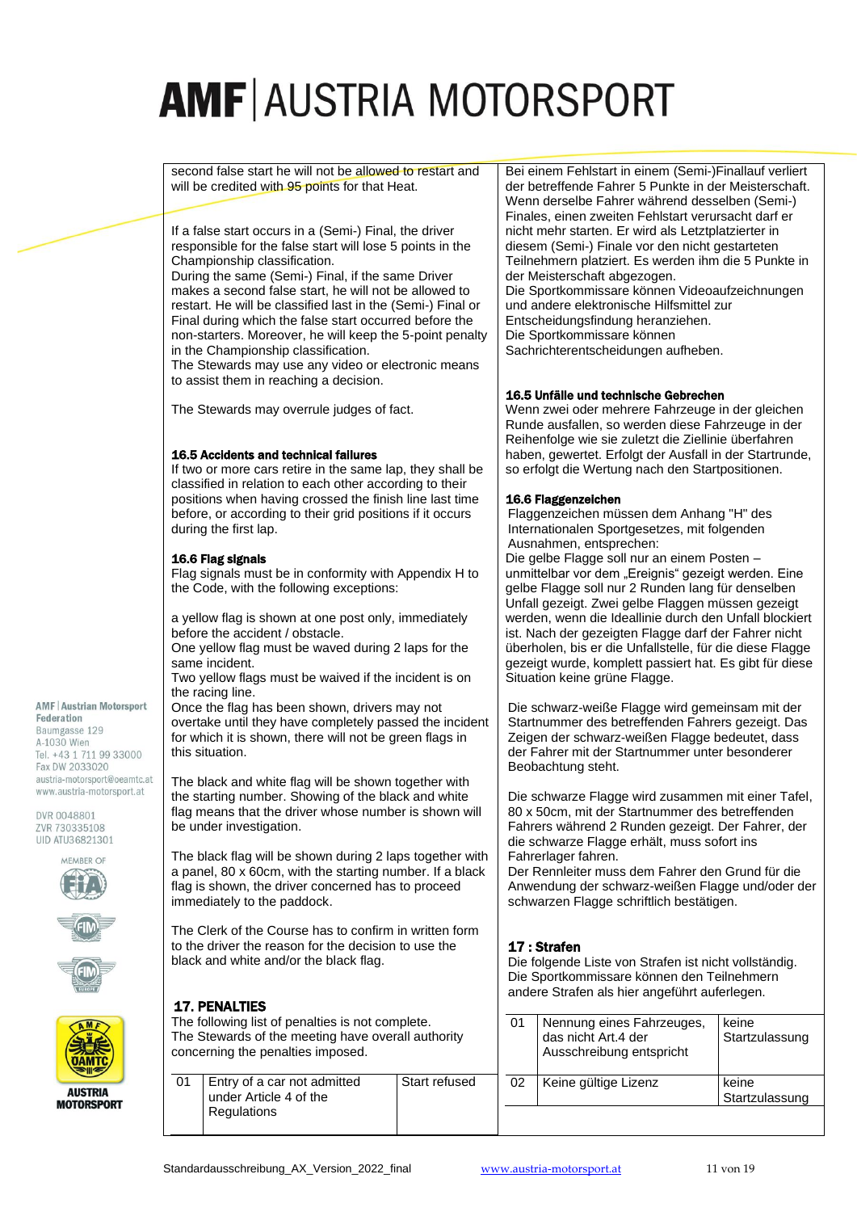second false start he will not be allowed to restart and will be credited with 95 points for that Heat.

If a false start occurs in a (Semi-) Final, the driver responsible for the false start will lose 5 points in the Championship classification.
During the same (Semi-) Final, if the same Driver makes a second false start, he will not be allowed to restart. He will be classified last in the (Semi-) Final or Final during which the false start occurred before the non-starters. Moreover, he will keep the 5-point penalty in the Championship classification.
The Stewards may use any video or electronic means to assist them in reaching a decision.

The Stewards may overrule judges of fact.

### 16.5 Accidents and technical failures

If two or more cars retire in the same lap, they shall be classified in relation to each other according to their positions when having crossed the finish line last time before, or according to their grid positions if it occurs during the first lap.

### 16.6 Flag signals

Flag signals must be in conformity with Appendix H to the Code, with the following exceptions:

a yellow flag is shown at one post only, immediately before the accident / obstacle.
One yellow flag must be waved during 2 laps for the same incident.
Two yellow flags must be waived if the incident is on the racing line.
Once the flag has been shown, drivers may not overtake until they have completely passed the incident for which it is shown, there will not be green flags in this situation.

The black and white flag will be shown together with the starting number. Showing of the black and white flag means that the driver whose number is shown will be under investigation.

The black flag will be shown during 2 laps together with a panel, 80 x 60cm, with the starting number. If a black flag is shown, the driver concerned has to proceed immediately to the paddock.

The Clerk of the Course has to confirm in written form to the driver the reason for the decision to use the black and white and/or the black flag.

## 17. PENALTIES

The following list of penalties is not complete.
The Stewards of the meeting have overall authority concerning the penalties imposed.

| | | |
|---|---|---|
| 01 | Entry of a car not admitted under Article 4 of the Regulations | Start refused |

Bei einem Fehlstart in einem (Semi-)Finallauf verliert der betreffende Fahrer 5 Punkte in der Meisterschaft. Wenn derselbe Fahrer während desselben (Semi-) Finales, einen zweiten Fehlstart verursacht darf er nicht mehr starten. Er wird als Letztplatzierter in diesem (Semi-) Finale vor den nicht gestarteten Teilnehmern platziert. Es werden ihm die 5 Punkte in der Meisterschaft abgezogen.
Die Sportkommissare können Videoaufzeichnungen und andere elektronische Hilfsmittel zur Entscheidungsfindung heranziehen.
Die Sportkommissare können Sachrichterentscheidungen aufheben.

### 16.5 Unfälle und technische Gebrechen

Wenn zwei oder mehrere Fahrzeuge in der gleichen Runde ausfallen, so werden diese Fahrzeuge in der Reihenfolge wie sie zuletzt die Ziellinie überfahren haben, gewertet. Erfolgt der Ausfall in der Startrunde, so erfolgt die Wertung nach den Startpositionen.

### 16.6 Flaggenzeichen

Flaggenzeichen müssen dem Anhang "H" des Internationalen Sportgesetzes, mit folgenden Ausnahmen, entsprechen:
Die gelbe Flagge soll nur an einem Posten – unmittelbar vor dem „Ereignis" gezeigt werden. Eine gelbe Flagge soll nur 2 Runden lang für denselben Unfall gezeigt. Zwei gelbe Flaggen müssen gezeigt werden, wenn die Ideallinie durch den Unfall blockiert ist. Nach der gezeigten Flagge darf der Fahrer nicht überholen, bis er die Unfallstelle, für die diese Flagge gezeigt wurde, komplett passiert hat. Es gibt für diese Situation keine grüne Flagge.

Die schwarz-weiße Flagge wird gemeinsam mit der Startnummer des betreffenden Fahrers gezeigt. Das Zeigen der schwarz-weißen Flagge bedeutet, dass der Fahrer mit der Startnummer unter besonderer Beobachtung steht.

Die schwarze Flagge wird zusammen mit einer Tafel, 80 x 50cm, mit der Startnummer des betreffenden Fahrers während 2 Runden gezeigt. Der Fahrer, der die schwarze Flagge erhält, muss sofort ins Fahrerlager fahren.
Der Rennleiter muss dem Fahrer den Grund für die Anwendung der schwarz-weißen Flagge und/oder der schwarzen Flagge schriftlich bestätigen.

## 17 : Strafen

Die folgende Liste von Strafen ist nicht vollständig. Die Sportkommissare können den Teilnehmern andere Strafen als hier angeführt auferlegen.

| | | |
|---|---|---|
| 01 | Nennung eines Fahrzeuges, das nicht Art.4 der Ausschreibung entspricht | keine Startzulassung |
| 02 | Keine gültige Lizenz | keine Startzulassung |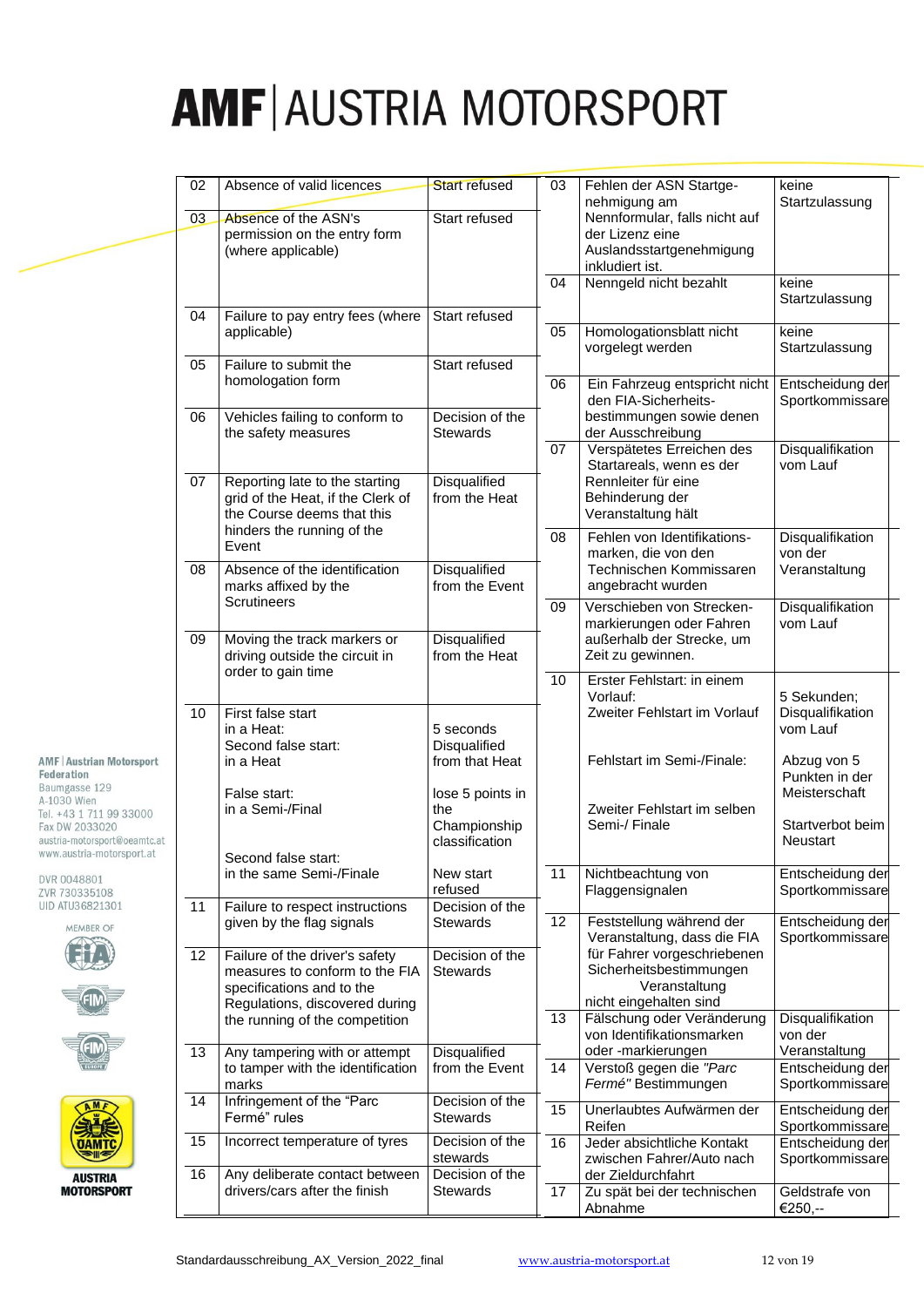| | | |
|---|---|---|
| 02 | Absence of valid licences | Start refused |
| 03 | Absence of the ASN's permission on the entry form (where applicable) | Start refused |
| 04 | Failure to pay entry fees (where applicable) | Start refused |
| 05 | Failure to submit the homologation form | Start refused |
| 06 | Vehicles failing to conform to the safety measures | Decision of the Stewards |
| 07 | Reporting late to the starting grid of the Heat, if the Clerk of the Course deems that this hinders the running of the Event | Disqualified from the Heat |
| 08 | Absence of the identification marks affixed by the Scrutineers | Disqualified from the Event |
| 09 | Moving the track markers or driving outside the circuit in order to gain time | Disqualified from the Heat |
| 10 | First false start in a Heat:<br>Second false start: in a Heat<br><br>False start: in a Semi-/Final<br><br>Second false start: in the same Semi-/Finale | 5 seconds<br>Disqualified from that Heat<br><br>lose 5 points in the Championship classification<br><br>New start refused |
| 11 | Failure to respect instructions given by the flag signals | Decision of the Stewards |
| 12 | Failure of the driver's safety measures to conform to the FIA specifications and to the Regulations, discovered during the running of the competition | Decision of the Stewards |
| 13 | Any tampering with or attempt to tamper with the identification marks | Disqualified from the Event |
| 14 | Infringement of the "Parc Fermé" rules | Decision of the Stewards |
| 15 | Incorrect temperature of tyres | Decision of the stewards |
| 16 | Any deliberate contact between drivers/cars after the finish | Decision of the Stewards |

| | | |
|---|---|---|
| 03 | Fehlen der ASN Startgenehmigung am Nennformular, falls nicht auf der Lizenz eine Auslandsstartgenehmigung inkludiert ist. | keine Startzulassung |
| 04 | Nenngeld nicht bezahlt | keine Startzulassung |
| 05 | Homologationsblatt nicht vorgelegt werden | keine Startzulassung |
| 06 | Ein Fahrzeug entspricht nicht den FIA-Sicherheitsbestimmungen sowie denen der Ausschreibung | Entscheidung der Sportkommissare |
| 07 | Verspätetes Erreichen des Startareals, wenn es der Rennleiter für eine Behinderung der Veranstaltung hält | Disqualifikation vom Lauf |
| 08 | Fehlen von Identifikationsmarken, die von den Technischen Kommissaren angebracht wurden | Disqualifikation von der Veranstaltung |
| 09 | Verschieben von Streckenmarkierungen oder Fahren außerhalb der Strecke, um Zeit zu gewinnen. | Disqualifikation vom Lauf |
| 10 | Erster Fehlstart: in einem Vorlauf:<br>Zweiter Fehlstart im Vorlauf<br><br>Fehlstart im Semi-/Finale:<br><br>Zweiter Fehlstart im selben Semi-/ Finale | 5 Sekunden;<br>Disqualifikation vom Lauf<br><br>Abzug von 5 Punkten in der Meisterschaft<br><br>Startverbot beim Neustart |
| 11 | Nichtbeachtung von Flaggensignalen | Entscheidung der Sportkommissare |
| 12 | Feststellung während der Veranstaltung, dass die FIA für Fahrer vorgeschriebenen Sicherheitsbestimmungen Veranstaltung nicht eingehalten sind | Entscheidung der Sportkommissare |
| 13 | Fälschung oder Veränderung von Identifikationsmarken oder -markierungen | Disqualifikation von der Veranstaltung |
| 14 | Verstoß gegen die *"Parc Fermé"* Bestimmungen | Entscheidung der Sportkommissare |
| 15 | Unerlaubtes Aufwärmen der Reifen | Entscheidung der Sportkommissare |
| 16 | Jeder absichtliche Kontakt zwischen Fahrer/Auto nach der Zieldurchfahrt | Entscheidung der Sportkommissare |
| 17 | Zu spät bei der technischen Abnahme | Geldstrafe von €250,-- |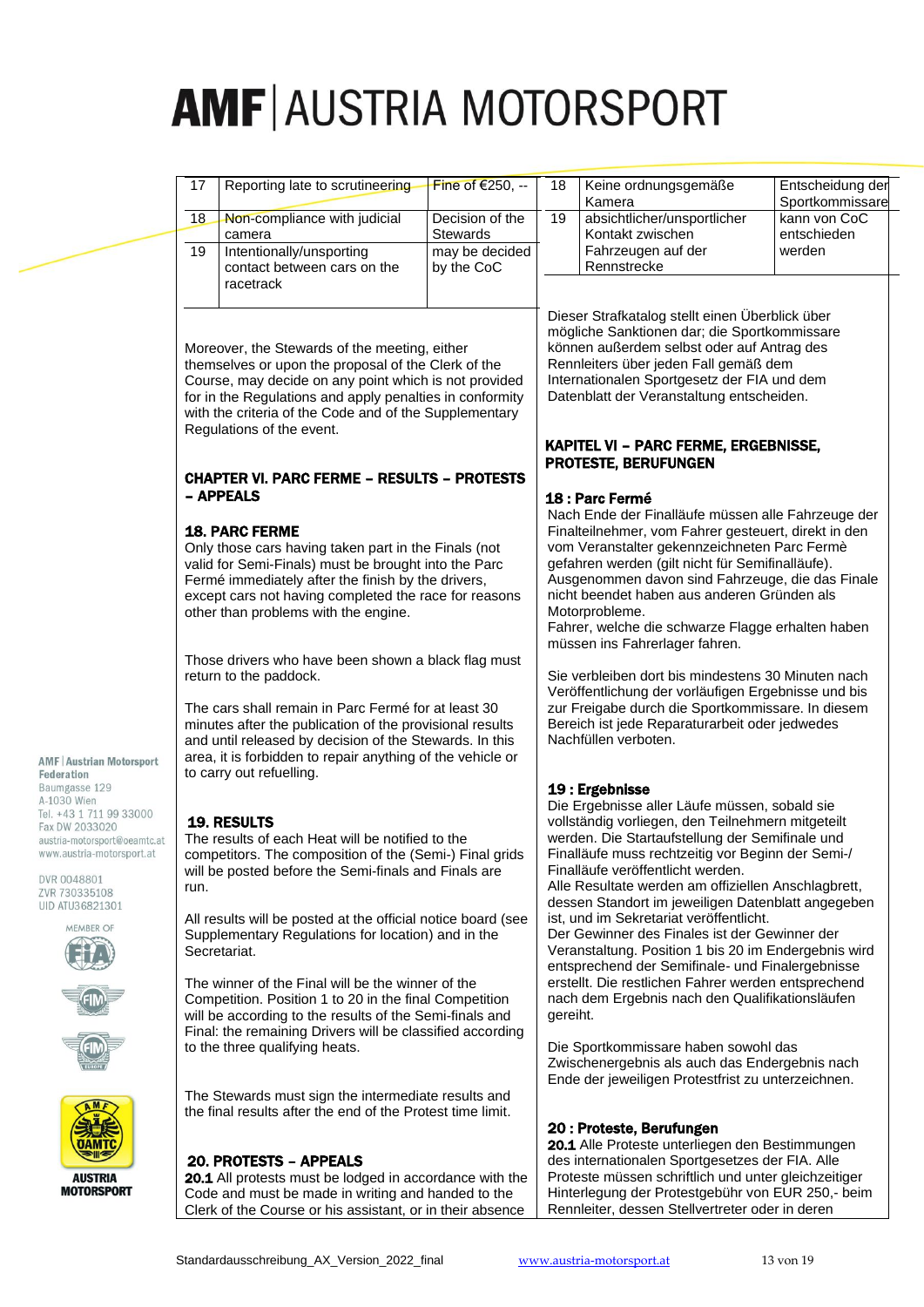| 17 | Reporting late to scrutineering | Fine of €250, -- |
|---|---|---|
| 18 | Non-compliance with judicial camera | Decision of the Stewards |
| 19 | Intentionally/unsporting contact between cars on the racetrack | may be decided by the CoC |

Moreover, the Stewards of the meeting, either themselves or upon the proposal of the Clerk of the Course, may decide on any point which is not provided for in the Regulations and apply penalties in conformity with the criteria of the Code and of the Supplementary Regulations of the event.

## CHAPTER VI. PARC FERME – RESULTS – PROTESTS – APPEALS

### 18. PARC FERME

Only those cars having taken part in the Finals (not valid for Semi-Finals) must be brought into the Parc Fermé immediately after the finish by the drivers, except cars not having completed the race for reasons other than problems with the engine.

Those drivers who have been shown a black flag must return to the paddock.

The cars shall remain in Parc Fermé for at least 30 minutes after the publication of the provisional results and until released by decision of the Stewards. In this area, it is forbidden to repair anything of the vehicle or to carry out refuelling.

### 19. RESULTS

The results of each Heat will be notified to the competitors. The composition of the (Semi-) Final grids will be posted before the Semi-finals and Finals are run.

All results will be posted at the official notice board (see Supplementary Regulations for location) and in the Secretariat.

The winner of the Final will be the winner of the Competition. Position 1 to 20 in the final Competition will be according to the results of the Semi-finals and Final: the remaining Drivers will be classified according to the three qualifying heats.

The Stewards must sign the intermediate results and the final results after the end of the Protest time limit.

### 20. PROTESTS – APPEALS

**20.1** All protests must be lodged in accordance with the Code and must be made in writing and handed to the Clerk of the Course or his assistant, or in their absence

| 18 | Keine ordnungsgemäße Kamera | Entscheidung der Sportkommissare |
|---|---|---|
| 19 | absichtlicher/unsportlicher Kontakt zwischen Fahrzeugen auf der Rennstrecke | kann von CoC entschieden werden |

Dieser Strafkatalog stellt einen Überblick über mögliche Sanktionen dar; die Sportkommissare können außerdem selbst oder auf Antrag des Rennleiters über jeden Fall gemäß dem Internationalen Sportgesetz der FIA und dem Datenblatt der Veranstaltung entscheiden.

## KAPITEL VI – PARC FERME, ERGEBNISSE, PROTESTE, BERUFUNGEN

### 18 : Parc Fermé

Nach Ende der Finalläufe müssen alle Fahrzeuge der Finalteilnehmer, vom Fahrer gesteuert, direkt in den vom Veranstalter gekennzeichneten Parc Fermè gefahren werden (gilt nicht für Semifinalläufe). Ausgenommen davon sind Fahrzeuge, die das Finale nicht beendet haben aus anderen Gründen als Motorprobleme.
Fahrer, welche die schwarze Flagge erhalten haben müssen ins Fahrerlager fahren.

Sie verbleiben dort bis mindestens 30 Minuten nach Veröffentlichung der vorläufigen Ergebnisse und bis zur Freigabe durch die Sportkommissare. In diesem Bereich ist jede Reparaturarbeit oder jedwedes Nachfüllen verboten.

### 19 : Ergebnisse

Die Ergebnisse aller Läufe müssen, sobald sie vollständig vorliegen, den Teilnehmern mitgeteilt werden. Die Startaufstellung der Semifinale und Finalläufe muss rechtzeitig vor Beginn der Semi-/ Finalläufe veröffentlicht werden.
Alle Resultate werden am offiziellen Anschlagbrett, dessen Standort im jeweiligen Datenblatt angegeben ist, und im Sekretariat veröffentlicht.
Der Gewinner des Finales ist der Gewinner der Veranstaltung. Position 1 bis 20 im Endergebnis wird entsprechend der Semifinale- und Finalergebnisse erstellt. Die restlichen Fahrer werden entsprechend nach dem Ergebnis nach den Qualifikationsläufen gereiht.

Die Sportkommissare haben sowohl das Zwischenergebnis als auch das Endergebnis nach Ende der jeweiligen Protestfrist zu unterzeichnen.

### 20 : Proteste, Berufungen

**20.1** Alle Proteste unterliegen den Bestimmungen des internationalen Sportgesetzes der FIA. Alle Proteste müssen schriftlich und unter gleichzeitiger Hinterlegung der Protestgebühr von EUR 250,- beim Rennleiter, dessen Stellvertreter oder in deren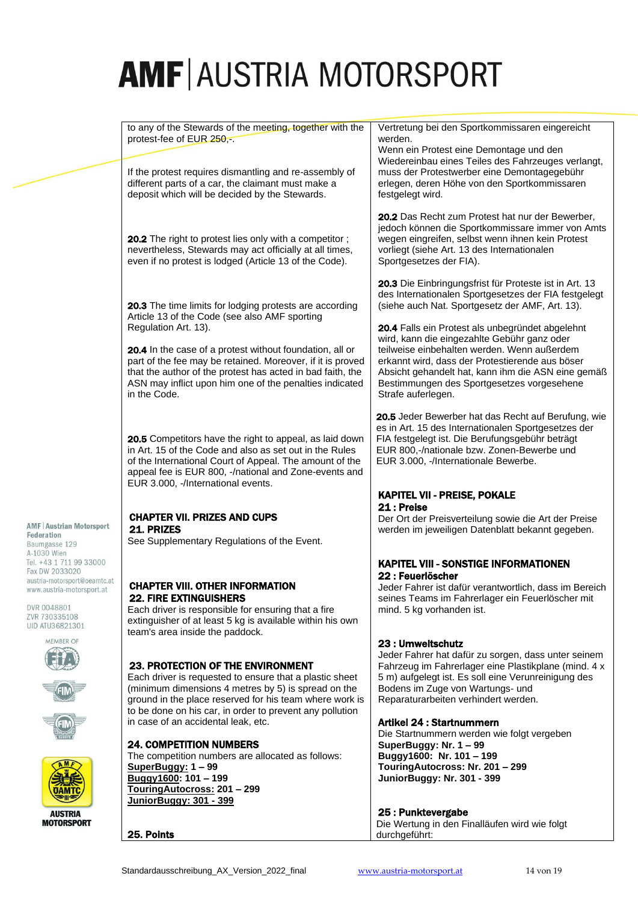to any of the Stewards of the meeting, together with the protest-fee of EUR 250,-.

If the protest requires dismantling and re-assembly of different parts of a car, the claimant must make a deposit which will be decided by the Stewards.

**20.2** The right to protest lies only with a competitor ; nevertheless, Stewards may act officially at all times, even if no protest is lodged (Article 13 of the Code).

**20.3** The time limits for lodging protests are according Article 13 of the Code (see also AMF sporting Regulation Art. 13).

**20.4** In the case of a protest without foundation, all or part of the fee may be retained. Moreover, if it is proved that the author of the protest has acted in bad faith, the ASN may inflict upon him one of the penalties indicated in the Code.

**20.5** Competitors have the right to appeal, as laid down in Art. 15 of the Code and also as set out in the Rules of the International Court of Appeal. The amount of the appeal fee is EUR 800, -/national and Zone-events and EUR 3.000, -/International events.

## CHAPTER VII. PRIZES AND CUPS

### 21. PRIZES

See Supplementary Regulations of the Event.

## CHAPTER VIII. OTHER INFORMATION

### 22. FIRE EXTINGUISHERS

Each driver is responsible for ensuring that a fire extinguisher of at least 5 kg is available within his own team's area inside the paddock.

### 23. PROTECTION OF THE ENVIRONMENT

Each driver is requested to ensure that a plastic sheet (minimum dimensions 4 metres by 5) is spread on the ground in the place reserved for his team where work is to be done on his car, in order to prevent any pollution in case of an accidental leak, etc.

### 24. COMPETITION NUMBERS

The competition numbers are allocated as follows:

**SuperBuggy: 1 – 99**
**Buggy1600: 101 – 199**
**TouringAutocross: 201 – 299**
**JuniorBuggy: 301 - 399**

### 25. Points

---

Vertretung bei den Sportkommissaren eingereicht werden.
Wenn ein Protest eine Demontage und den Wiedereinbau eines Teiles des Fahrzeuges verlangt, muss der Protestwerber eine Demontagegebühr erlegen, deren Höhe von den Sportkommissaren festgelegt wird.

**20.2** Das Recht zum Protest hat nur der Bewerber, jedoch können die Sportkommissare immer von Amts wegen eingreifen, selbst wenn ihnen kein Protest vorliegt (siehe Art. 13 des Internationalen Sportgesetzes der FIA).

**20.3** Die Einbringungsfrist für Proteste ist in Art. 13 des Internationalen Sportgesetzes der FIA festgelegt (siehe auch Nat. Sportgesetz der AMF, Art. 13).

**20.4** Falls ein Protest als unbegründet abgelehnt wird, kann die eingezahlte Gebühr ganz oder teilweise einbehalten werden. Wenn außerdem erkannt wird, dass der Protestierende aus böser Absicht gehandelt hat, kann ihm die ASN eine gemäß Bestimmungen des Sportgesetzes vorgesehene Strafe auferlegen.

**20.5** Jeder Bewerber hat das Recht auf Berufung, wie es in Art. 15 des Internationalen Sportgesetzes der FIA festgelegt ist. Die Berufungsgebühr beträgt EUR 800,-/nationale bzw. Zonen-Bewerbe und EUR 3.000, -/Internationale Bewerbe.

## KAPITEL VII - PREISE, POKALE

### 21 : Preise

Der Ort der Preisverteilung sowie die Art der Preise werden im jeweiligen Datenblatt bekannt gegeben.

## KAPITEL VIII - SONSTIGE INFORMATIONEN

### 22 : Feuerlöscher

Jeder Fahrer ist dafür verantwortlich, dass im Bereich seines Teams im Fahrerlager ein Feuerlöscher mit mind. 5 kg vorhanden ist.

### 23 : Umweltschutz

Jeder Fahrer hat dafür zu sorgen, dass unter seinem Fahrzeug im Fahrerlager eine Plastikplane (mind. 4 x 5 m) aufgelegt ist. Es soll eine Verunreinigung des Bodens im Zuge von Wartungs- und Reparaturarbeiten verhindert werden.

### Artikel 24 : Startnummern

Die Startnummern werden wie folgt vergeben

**SuperBuggy: Nr. 1 – 99**
**Buggy1600: Nr. 101 – 199**
**TouringAutocross: Nr. 201 – 299**
**JuniorBuggy: Nr. 301 - 399**

### 25 : Punktevergabe

Die Wertung in den Finalläufen wird wie folgt durchgeführt: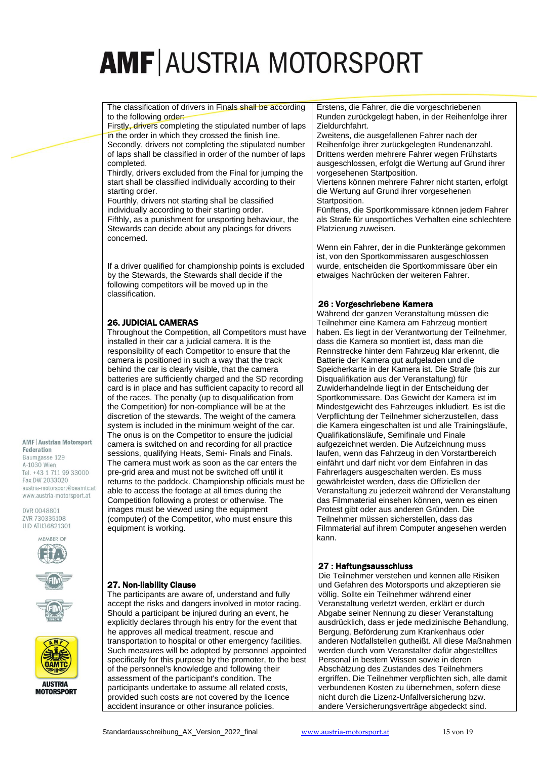The classification of drivers in Finals shall be according to the following order:
Firstly, drivers completing the stipulated number of laps in the order in which they crossed the finish line.
Secondly, drivers not completing the stipulated number of laps shall be classified in order of the number of laps completed.
Thirdly, drivers excluded from the Final for jumping the start shall be classified individually according to their starting order.
Fourthly, drivers not starting shall be classified individually according to their starting order.
Fifthly, as a punishment for unsporting behaviour, the Stewards can decide about any placings for drivers concerned.

If a driver qualified for championship points is excluded by the Stewards, the Stewards shall decide if the following competitors will be moved up in the classification.

## 26. JUDICIAL CAMERAS

Throughout the Competition, all Competitors must have installed in their car a judicial camera. It is the responsibility of each Competitor to ensure that the camera is positioned in such a way that the track behind the car is clearly visible, that the camera batteries are sufficiently charged and the SD recording card is in place and has sufficient capacity to record all of the races. The penalty (up to disqualification from the Competition) for non-compliance will be at the discretion of the stewards. The weight of the camera system is included in the minimum weight of the car. The onus is on the Competitor to ensure the judicial camera is switched on and recording for all practice sessions, qualifying Heats, Semi- Finals and Finals. The camera must work as soon as the car enters the pre-grid area and must not be switched off until it returns to the paddock. Championship officials must be able to access the footage at all times during the Competition following a protest or otherwise. The images must be viewed using the equipment (computer) of the Competitor, who must ensure this equipment is working.

## 27. Non-liability Clause

The participants are aware of, understand and fully accept the risks and dangers involved in motor racing. Should a participant be injured during an event, he explicitly declares through his entry for the event that he approves all medical treatment, rescue and transportation to hospital or other emergency facilities. Such measures will be adopted by personnel appointed specifically for this purpose by the promoter, to the best of the personnel's knowledge and following their assessment of the participant's condition. The participants undertake to assume all related costs, provided such costs are not covered by the licence accident insurance or other insurance policies.

Erstens, die Fahrer, die die vorgeschriebenen Runden zurückgelegt haben, in der Reihenfolge ihrer Zieldurchfahrt.
Zweitens, die ausgefallenen Fahrer nach der Reihenfolge ihrer zurückgelegten Rundenanzahl.
Drittens werden mehrere Fahrer wegen Frühstarts ausgeschlossen, erfolgt die Wertung auf Grund ihrer vorgesehenen Startposition.
Viertens können mehrere Fahrer nicht starten, erfolgt die Wertung auf Grund ihrer vorgesehenen Startposition.
Fünftens, die Sportkommissare können jedem Fahrer als Strafe für unsportliches Verhalten eine schlechtere Platzierung zuweisen.

Wenn ein Fahrer, der in die Punkteränge gekommen ist, von den Sportkommissaren ausgeschlossen wurde, entscheiden die Sportkommissare über ein etwaiges Nachrücken der weiteren Fahrer.

## 26 : Vorgeschriebene Kamera

Während der ganzen Veranstaltung müssen die Teilnehmer eine Kamera am Fahrzeug montiert haben. Es liegt in der Verantwortung der Teilnehmer, dass die Kamera so montiert ist, dass man die Rennstrecke hinter dem Fahrzeug klar erkennt, die Batterie der Kamera gut aufgeladen und die Speicherkarte in der Kamera ist. Die Strafe (bis zur Disqualifikation aus der Veranstaltung) für Zuwiderhandelnde liegt in der Entscheidung der Sportkommissare. Das Gewicht der Kamera ist im Mindestgewicht des Fahrzeuges inkludiert. Es ist die Verpflichtung der Teilnehmer sicherzustellen, dass die Kamera eingeschalten ist und alle Trainingsläufe, Qualifikationsläufe, Semifinale und Finale aufgezeichnet werden. Die Aufzeichnung muss laufen, wenn das Fahrzeug in den Vorstartbereich einfährt und darf nicht vor dem Einfahren in das Fahrerlagers ausgeschalten werden. Es muss gewährleistet werden, dass die Offiziellen der Veranstaltung zu jederzeit während der Veranstaltung das Filmmaterial einsehen können, wenn es einen Protest gibt oder aus anderen Gründen. Die Teilnehmer müssen sicherstellen, dass das Filmmaterial auf ihrem Computer angesehen werden kann.

## 27 : Haftungsausschluss

Die Teilnehmer verstehen und kennen alle Risiken und Gefahren des Motorsports und akzeptieren sie völlig. Sollte ein Teilnehmer während einer Veranstaltung verletzt werden, erklärt er durch Abgabe seiner Nennung zu dieser Veranstaltung ausdrücklich, dass er jede medizinische Behandlung, Bergung, Beförderung zum Krankenhaus oder anderen Notfallstellen gutheißt. All diese Maßnahmen werden durch vom Veranstalter dafür abgestelltes Personal in bestem Wissen sowie in deren Abschätzung des Zustandes des Teilnehmers ergriffen. Die Teilnehmer verpflichten sich, alle damit verbundenen Kosten zu übernehmen, sofern diese nicht durch die Lizenz-Unfallversicherung bzw. andere Versicherungsverträge abgedeckt sind.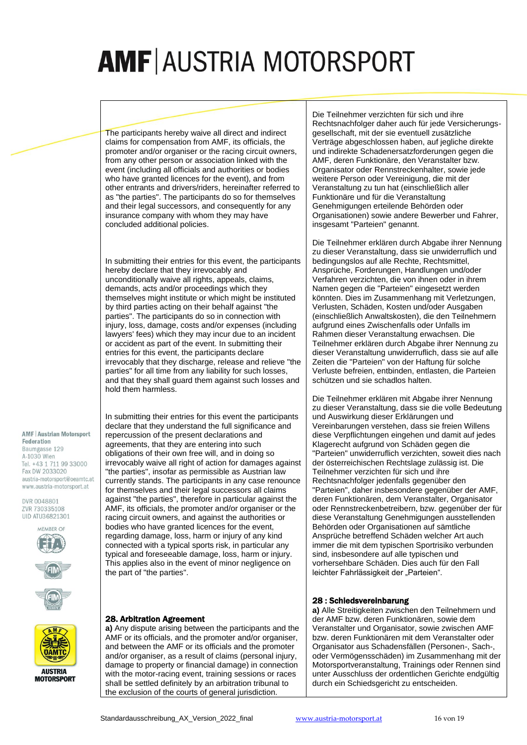The participants hereby waive all direct and indirect claims for compensation from AMF, its officials, the promoter and/or organiser or the racing circuit owners, from any other person or association linked with the event (including all officials and authorities or bodies who have granted licences for the event), and from other entrants and drivers/riders, hereinafter referred to as "the parties". The participants do so for themselves and their legal successors, and consequently for any insurance company with whom they may have concluded additional policies.

In submitting their entries for this event, the participants hereby declare that they irrevocably and unconditionally waive all rights, appeals, claims, demands, acts and/or proceedings which they themselves might institute or which might be instituted by third parties acting on their behalf against "the parties". The participants do so in connection with injury, loss, damage, costs and/or expenses (including lawyers' fees) which they may incur due to an incident or accident as part of the event. In submitting their entries for this event, the participants declare irrevocably that they discharge, release and relieve "the parties" for all time from any liability for such losses, and that they shall guard them against such losses and hold them harmless.

In submitting their entries for this event the participants declare that they understand the full significance and repercussion of the present declarations and agreements, that they are entering into such obligations of their own free will, and in doing so irrevocably waive all right of action for damages against "the parties", insofar as permissible as Austrian law currently stands. The participants in any case renounce for themselves and their legal successors all claims against "the parties", therefore in particular against the AMF, its officials, the promoter and/or organiser or the racing circuit owners, and against the authorities or bodies who have granted licences for the event, regarding damage, loss, harm or injury of any kind connected with a typical sports risk, in particular any typical and foreseeable damage, loss, harm or injury. This applies also in the event of minor negligence on the part of "the parties".

## 28. Arbitration Agreement

**a)** Any dispute arising between the participants and the AMF or its officials, and the promoter and/or organiser, and between the AMF or its officials and the promoter and/or organiser, as a result of claims (personal injury, damage to property or financial damage) in connection with the motor-racing event, training sessions or races shall be settled definitely by an arbitration tribunal to the exclusion of the courts of general jurisdiction.

Die Teilnehmer verzichten für sich und ihre Rechtsnachfolger daher auch für jede Versicherungs-gesellschaft, mit der sie eventuell zusätzliche Verträge abgeschlossen haben, auf jegliche direkte und indirekte Schadenersatzforderungen gegen die AMF, deren Funktionäre, den Veranstalter bzw. Organisator oder Rennstreckenhalter, sowie jede weitere Person oder Vereinigung, die mit der Veranstaltung zu tun hat (einschließlich aller Funktionäre und für die Veranstaltung Genehmigungen erteilende Behörden oder Organisationen) sowie andere Bewerber und Fahrer, insgesamt "Parteien" genannt.

Die Teilnehmer erklären durch Abgabe ihrer Nennung zu dieser Veranstaltung, dass sie unwiderruflich und bedingungslos auf alle Rechte, Rechtsmittel, Ansprüche, Forderungen, Handlungen und/oder Verfahren verzichten, die von ihnen oder in ihrem Namen gegen die "Parteien" eingesetzt werden könnten. Dies im Zusammenhang mit Verletzungen, Verlusten, Schäden, Kosten und/oder Ausgaben (einschließlich Anwaltskosten), die den Teilnehmern aufgrund eines Zwischenfalls oder Unfalls im Rahmen dieser Veranstaltung erwachsen. Die Teilnehmer erklären durch Abgabe ihrer Nennung zu dieser Veranstaltung unwiderruflich, dass sie auf alle Zeiten die "Parteien" von der Haftung für solche Verluste befreien, entbinden, entlasten, die Parteien schützen und sie schadlos halten.

Die Teilnehmer erklären mit Abgabe ihrer Nennung zu dieser Veranstaltung, dass sie die volle Bedeutung und Auswirkung dieser Erklärungen und Vereinbarungen verstehen, dass sie freien Willens diese Verpflichtungen eingehen und damit auf jedes Klagerecht aufgrund von Schäden gegen die "Parteien" unwiderruflich verzichten, soweit dies nach der österreichischen Rechtslage zulässig ist. Die Teilnehmer verzichten für sich und ihre Rechtsnachfolger jedenfalls gegenüber den "Parteien", daher insbesondere gegenüber der AMF, deren Funktionären, dem Veranstalter, Organisator oder Rennstreckenbetreibern, bzw. gegenüber der für diese Veranstaltung Genehmigungen ausstellenden Behörden oder Organisationen auf sämtliche Ansprüche betreffend Schäden welcher Art auch immer die mit dem typischen Sportrisiko verbunden sind, insbesondere auf alle typischen und vorhersehbare Schäden. Dies auch für den Fall leichter Fahrlässigkeit der „Parteien".

## 28 : Schiedsvereinbarung

**a)** Alle Streitigkeiten zwischen den Teilnehmern und der AMF bzw. deren Funktionären, sowie dem Veranstalter und Organisator, sowie zwischen AMF bzw. deren Funktionären mit dem Veranstalter oder Organisator aus Schadensfällen (Personen-, Sach-, oder Vermögensschäden) im Zusammenhang mit der Motorsportveranstaltung, Trainings oder Rennen sind unter Ausschluss der ordentlichen Gerichte endgültig durch ein Schiedsgericht zu entscheiden.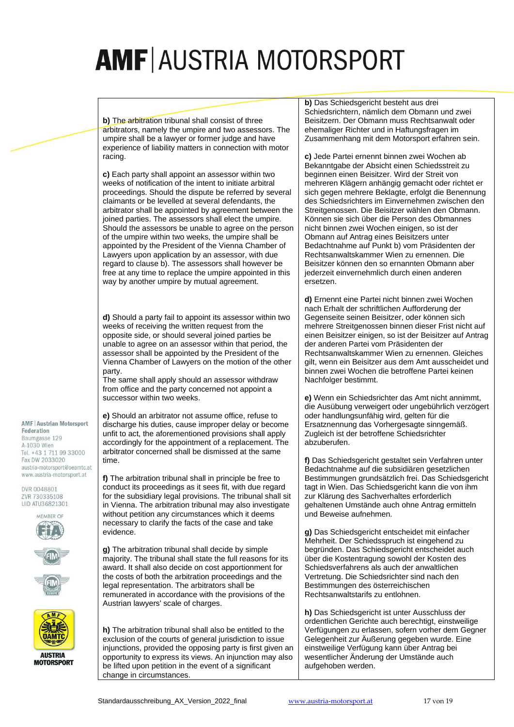| | |
|---|---|
| **b)** The arbitration tribunal shall consist of three arbitrators, namely the umpire and two assessors. The umpire shall be a lawyer or former judge and have experience of liability matters in connection with motor racing. | **b)** Das Schiedsgericht besteht aus drei Schiedsrichtern, nämlich dem Obmann und zwei Beisitzern. Der Obmann muss Rechtsanwalt oder ehemaliger Richter und in Haftungsfragen im Zusammenhang mit dem Motorsport erfahren sein. |
| **c)** Each party shall appoint an assessor within two weeks of notification of the intent to initiate arbitral proceedings. Should the dispute be referred by several claimants or be levelled at several defendants, the arbitrator shall be appointed by agreement between the joined parties. The assessors shall elect the umpire. Should the assessors be unable to agree on the person of the umpire within two weeks, the umpire shall be appointed by the President of the Vienna Chamber of Lawyers upon application by an assessor, with due regard to clause b). The assessors shall however be free at any time to replace the umpire appointed in this way by another umpire by mutual agreement. | **c)** Jede Partei ernennt binnen zwei Wochen ab Bekanntgabe der Absicht einen Schiedsstreit zu beginnen einen Beisitzer. Wird der Streit von mehreren Klägern anhängig gemacht oder richtet er sich gegen mehrere Beklagte, erfolgt die Benennung des Schiedsrichters im Einvernehmen zwischen den Streitgenossen. Die Beisitzer wählen den Obmann. Können sie sich über die Person des Obmannes nicht binnen zwei Wochen einigen, so ist der Obmann auf Antrag eines Beisitzers unter Bedachtnahme auf Punkt b) vom Präsidenten der Rechtsanwaltskammer Wien zu ernennen. Die Beisitzer können den so ernannten Obmann aber jederzeit einvernehmlich durch einen anderen ersetzen. |
| **d)** Should a party fail to appoint its assessor within two weeks of receiving the written request from the opposite side, or should several joined parties be unable to agree on an assessor within that period, the assessor shall be appointed by the President of the Vienna Chamber of Lawyers on the motion of the other party.<br>The same shall apply should an assessor withdraw from office and the party concerned not appoint a successor within two weeks. | **d)** Ernennt eine Partei nicht binnen zwei Wochen nach Erhalt der schriftlichen Aufforderung der Gegenseite seinen Beisitzer, oder können sich mehrere Streitgenossen binnen dieser Frist nicht auf einen Beisitzer einigen, so ist der Beisitzer auf Antrag der anderen Partei vom Präsidenten der Rechtsanwaltskammer Wien zu ernennen. Gleiches gilt, wenn ein Beisitzer aus dem Amt ausscheidet und binnen zwei Wochen die betroffene Partei keinen Nachfolger bestimmt. |
| **e)** Should an arbitrator not assume office, refuse to discharge his duties, cause improper delay or become unfit to act, the aforementioned provisions shall apply accordingly for the appointment of a replacement. The arbitrator concerned shall be dismissed at the same time. | **e)** Wenn ein Schiedsrichter das Amt nicht annimmt, die Ausübung verweigert oder ungebührlich verzögert oder handlungsunfähig wird, gelten für die Ersatznennung das Vorhergesagte sinngemäß. Zugleich ist der betroffene Schiedsrichter abzuberufen. |
| **f)** The arbitration tribunal shall in principle be free to conduct its proceedings as it sees fit, with due regard for the subsidiary legal provisions. The tribunal shall sit in Vienna. The arbitration tribunal may also investigate without petition any circumstances which it deems necessary to clarify the facts of the case and take evidence. | **f)** Das Schiedsgericht gestaltet sein Verfahren unter Bedachtnahme auf die subsidiären gesetzlichen Bestimmungen grundsätzlich frei. Das Schiedsgericht tagt in Wien. Das Schiedsgericht kann die von ihm zur Klärung des Sachverhaltes erforderlich gehaltenen Umstände auch ohne Antrag ermitteln und Beweise aufnehmen. |
| **g)** The arbitration tribunal shall decide by simple majority. The tribunal shall state the full reasons for its award. It shall also decide on cost apportionment for the costs of both the arbitration proceedings and the legal representation. The arbitrators shall be remunerated in accordance with the provisions of the Austrian lawyers' scale of charges. | **g)** Das Schiedsgericht entscheidet mit einfacher Mehrheit. Der Schiedsspruch ist eingehend zu begründen. Das Schiedsgericht entscheidet auch über die Kostentragung sowohl der Kosten des Schiedsverfahrens als auch der anwaltlichen Vertretung. Die Schiedsrichter sind nach den Bestimmungen des österreichischen Rechtsanwaltstarifs zu entlohnen. |
| **h)** The arbitration tribunal shall also be entitled to the exclusion of the courts of general jurisdiction to issue injunctions, provided the opposing party is first given an opportunity to express its views. An injunction may also be lifted upon petition in the event of a significant change in circumstances. | **h)** Das Schiedsgericht ist unter Ausschluss der ordentlichen Gerichte auch berechtigt, einstweilige Verfügungen zu erlassen, sofern vorher dem Gegner Gelegenheit zur Äußerung gegeben wurde. Eine einstweilige Verfügung kann über Antrag bei wesentlicher Änderung der Umstände auch aufgehoben werden. |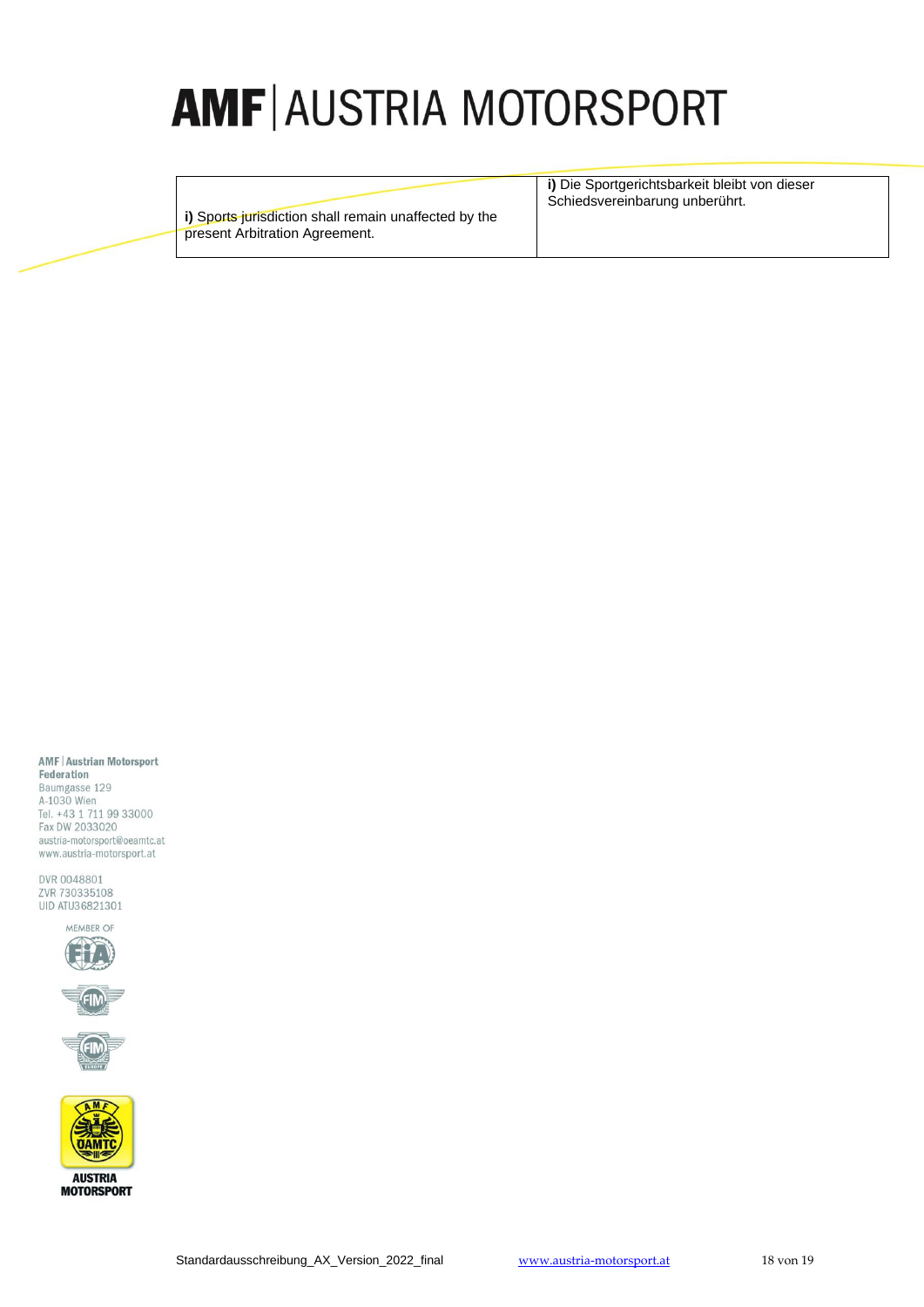| | |
|---|---|
| **i)** Sports jurisdiction shall remain unaffected by the present Arbitration Agreement. | **i)** Die Sportgerichtsbarkeit bleibt von dieser Schiedsvereinbarung unberührt. |

AMF | Austrian Motorsport Federation
Baumgasse 129
A-1030 Wien
Tel. +43 1 711 99 33000
Fax DW 2033020
austria-motorsport@oeamtc.at
www.austria-motorsport.at

DVR 0048801
ZVR 730335108
UID ATU36821301

MEMBER OF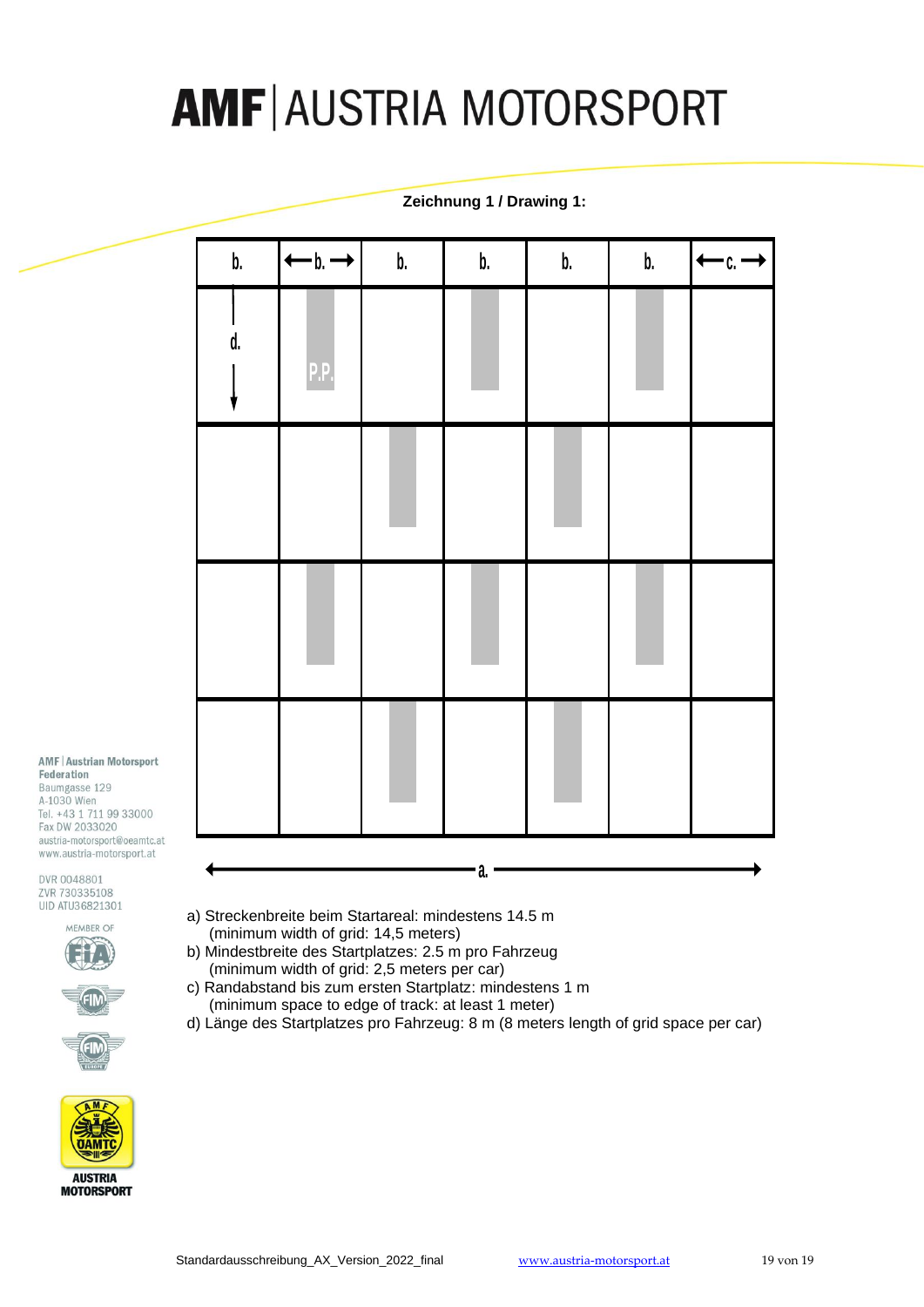**Zeichnung 1 / Drawing 1:**

b. | ←b.→ | b. | b. | b. | b. | ←c.→

d.

P.P.

a.

a) Streckenbreite beim Startareal: mindestens 14.5 m
(minimum width of grid: 14,5 meters)

b) Mindestbreite des Startplatzes: 2.5 m pro Fahrzeug
(minimum width of grid: 2,5 meters per car)

c) Randabstand bis zum ersten Startplatz: mindestens 1 m
(minimum space to edge of track: at least 1 meter)

d) Länge des Startplatzes pro Fahrzeug: 8 m (8 meters length of grid space per car)